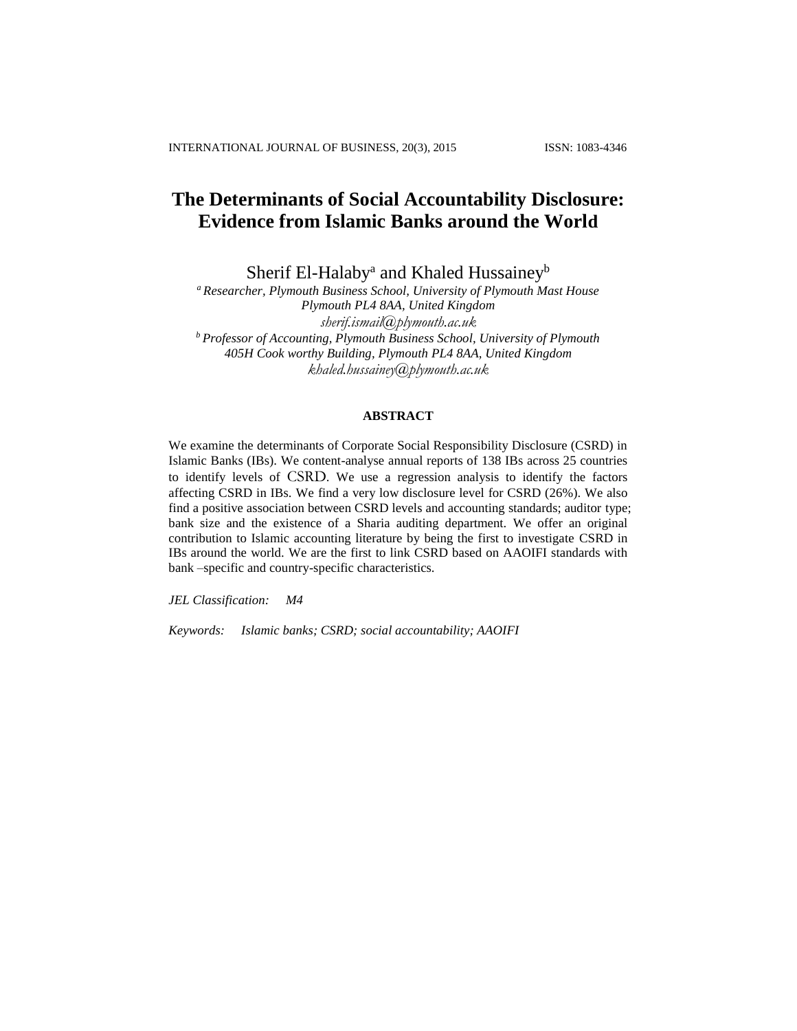# The Determinants of Social Accountability Disclosure: Evidence from Islamic Banks around the World

Sherif El-Halaby[a] and Khaled Hussainey[b]

[a] *Researcher, Plymouth Business School, University of Plymouth Mast House Plymouth PL4 8AA, United Kingdom*
*sherif.ismail@plymouth.ac.uk*

[b] *Professor of Accounting, Plymouth Business School, University of Plymouth 405H Cook worthy Building, Plymouth PL4 8AA, United Kingdom*
*khaled.hussainey@plymouth.ac.uk*

## ABSTRACT

We examine the determinants of Corporate Social Responsibility Disclosure (CSRD) in Islamic Banks (IBs). We content-analyse annual reports of 138 IBs across 25 countries to identify levels of CSRD. We use a regression analysis to identify the factors affecting CSRD in IBs. We find a very low disclosure level for CSRD (26%). We also find a positive association between CSRD levels and accounting standards; auditor type; bank size and the existence of a Sharia auditing department. We offer an original contribution to Islamic accounting literature by being the first to investigate CSRD in IBs around the world. We are the first to link CSRD based on AAOIFI standards with bank –specific and country-specific characteristics.

*JEL Classification:* *M4*

*Keywords:* *Islamic banks; CSRD; social accountability; AAOIFI*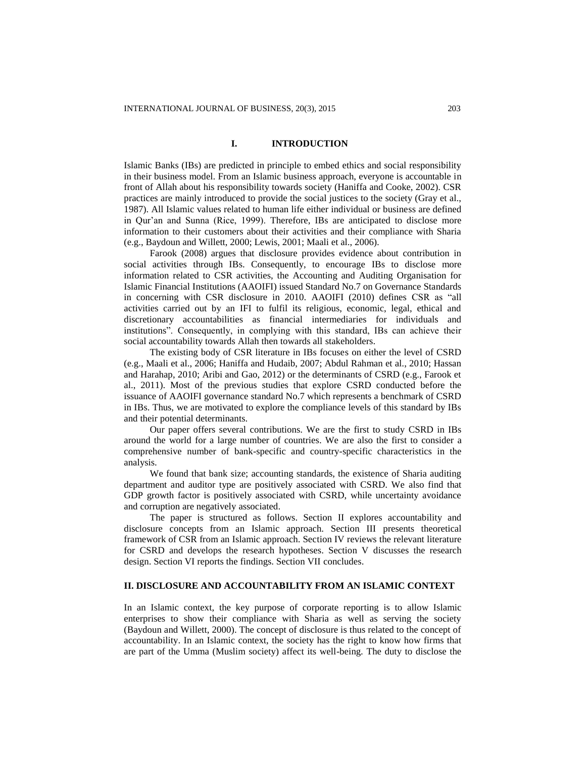## I. INTRODUCTION

Islamic Banks (IBs) are predicted in principle to embed ethics and social responsibility in their business model. From an Islamic business approach, everyone is accountable in front of Allah about his responsibility towards society (Haniffa and Cooke, 2002). CSR practices are mainly introduced to provide the social justices to the society (Gray et al., 1987). All Islamic values related to human life either individual or business are defined in Qur'an and Sunna (Rice, 1999). Therefore, IBs are anticipated to disclose more information to their customers about their activities and their compliance with Sharia (e.g., Baydoun and Willett, 2000; Lewis, 2001; Maali et al., 2006).

Farook (2008) argues that disclosure provides evidence about contribution in social activities through IBs. Consequently, to encourage IBs to disclose more information related to CSR activities, the Accounting and Auditing Organisation for Islamic Financial Institutions (AAOIFI) issued Standard No.7 on Governance Standards in concerning with CSR disclosure in 2010. AAOIFI (2010) defines CSR as "all activities carried out by an IFI to fulfil its religious, economic, legal, ethical and discretionary accountabilities as financial intermediaries for individuals and institutions". Consequently, in complying with this standard, IBs can achieve their social accountability towards Allah then towards all stakeholders.

The existing body of CSR literature in IBs focuses on either the level of CSRD (e.g., Maali et al., 2006; Haniffa and Hudaib, 2007; Abdul Rahman et al., 2010; Hassan and Harahap, 2010; Aribi and Gao, 2012) or the determinants of CSRD (e.g., Farook et al., 2011). Most of the previous studies that explore CSRD conducted before the issuance of AAOIFI governance standard No.7 which represents a benchmark of CSRD in IBs. Thus, we are motivated to explore the compliance levels of this standard by IBs and their potential determinants.

Our paper offers several contributions. We are the first to study CSRD in IBs around the world for a large number of countries. We are also the first to consider a comprehensive number of bank-specific and country-specific characteristics in the analysis.

We found that bank size; accounting standards, the existence of Sharia auditing department and auditor type are positively associated with CSRD. We also find that GDP growth factor is positively associated with CSRD, while uncertainty avoidance and corruption are negatively associated.

The paper is structured as follows. Section II explores accountability and disclosure concepts from an Islamic approach. Section III presents theoretical framework of CSR from an Islamic approach. Section IV reviews the relevant literature for CSRD and develops the research hypotheses. Section V discusses the research design. Section VI reports the findings. Section VII concludes.

## II. DISCLOSURE AND ACCOUNTABILITY FROM AN ISLAMIC CONTEXT

In an Islamic context, the key purpose of corporate reporting is to allow Islamic enterprises to show their compliance with Sharia as well as serving the society (Baydoun and Willett, 2000). The concept of disclosure is thus related to the concept of accountability. In an Islamic context, the society has the right to know how firms that are part of the Umma (Muslim society) affect its well-being. The duty to disclose the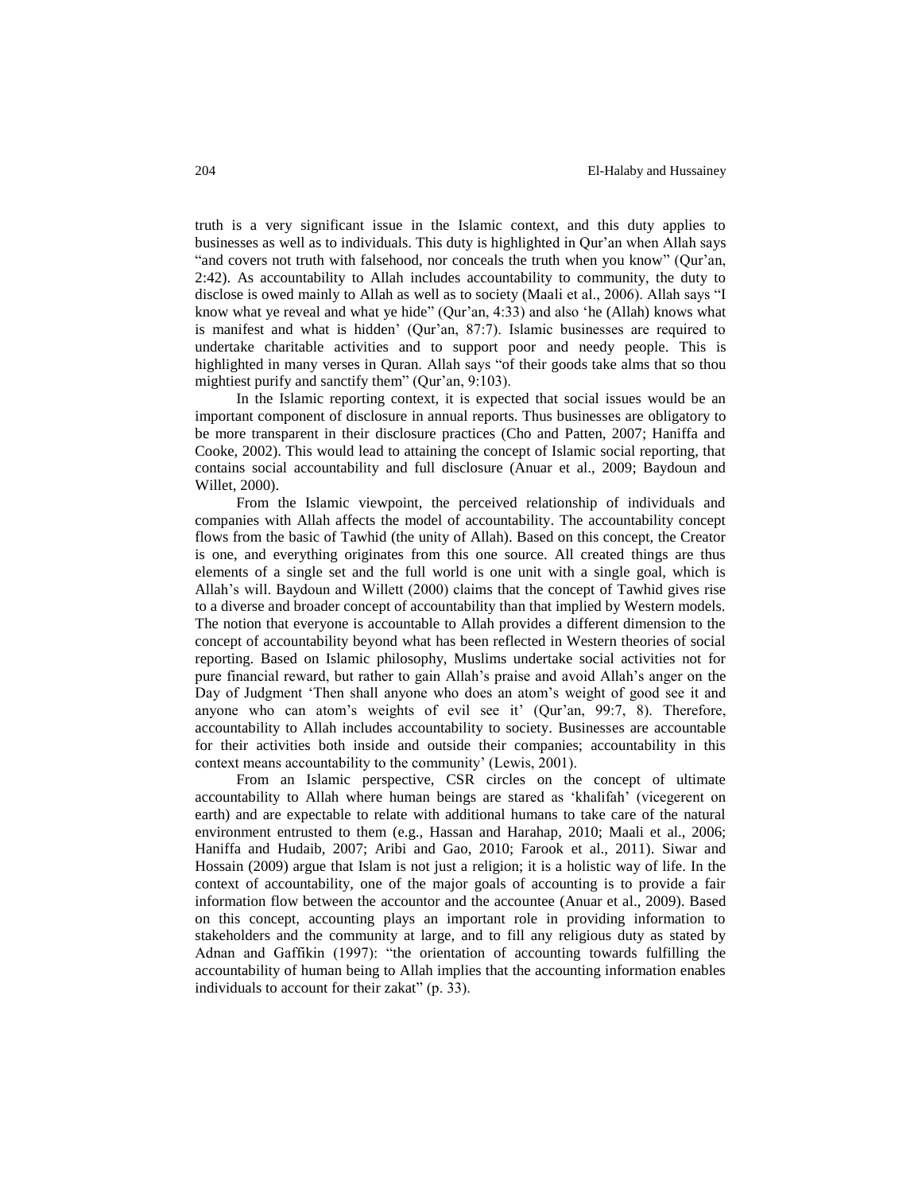truth is a very significant issue in the Islamic context, and this duty applies to businesses as well as to individuals. This duty is highlighted in Qur'an when Allah says "and covers not truth with falsehood, nor conceals the truth when you know" (Qur'an, 2:42). As accountability to Allah includes accountability to community, the duty to disclose is owed mainly to Allah as well as to society (Maali et al., 2006). Allah says "I know what ye reveal and what ye hide" (Qur'an, 4:33) and also 'he (Allah) knows what is manifest and what is hidden' (Qur'an, 87:7). Islamic businesses are required to undertake charitable activities and to support poor and needy people. This is highlighted in many verses in Quran. Allah says "of their goods take alms that so thou mightiest purify and sanctify them" (Qur'an, 9:103).

In the Islamic reporting context, it is expected that social issues would be an important component of disclosure in annual reports. Thus businesses are obligatory to be more transparent in their disclosure practices (Cho and Patten, 2007; Haniffa and Cooke, 2002). This would lead to attaining the concept of Islamic social reporting, that contains social accountability and full disclosure (Anuar et al., 2009; Baydoun and Willet, 2000).

From the Islamic viewpoint, the perceived relationship of individuals and companies with Allah affects the model of accountability. The accountability concept flows from the basic of Tawhid (the unity of Allah). Based on this concept, the Creator is one, and everything originates from this one source. All created things are thus elements of a single set and the full world is one unit with a single goal, which is Allah's will. Baydoun and Willett (2000) claims that the concept of Tawhid gives rise to a diverse and broader concept of accountability than that implied by Western models. The notion that everyone is accountable to Allah provides a different dimension to the concept of accountability beyond what has been reflected in Western theories of social reporting. Based on Islamic philosophy, Muslims undertake social activities not for pure financial reward, but rather to gain Allah's praise and avoid Allah's anger on the Day of Judgment 'Then shall anyone who does an atom's weight of good see it and anyone who can atom's weights of evil see it' (Qur'an, 99:7, 8). Therefore, accountability to Allah includes accountability to society. Businesses are accountable for their activities both inside and outside their companies; accountability in this context means accountability to the community' (Lewis, 2001).

From an Islamic perspective, CSR circles on the concept of ultimate accountability to Allah where human beings are stared as 'khalifah' (vicegerent on earth) and are expectable to relate with additional humans to take care of the natural environment entrusted to them (e.g., Hassan and Harahap, 2010; Maali et al., 2006; Haniffa and Hudaib, 2007; Aribi and Gao, 2010; Farook et al., 2011). Siwar and Hossain (2009) argue that Islam is not just a religion; it is a holistic way of life. In the context of accountability, one of the major goals of accounting is to provide a fair information flow between the accountor and the accountee (Anuar et al., 2009). Based on this concept, accounting plays an important role in providing information to stakeholders and the community at large, and to fill any religious duty as stated by Adnan and Gaffikin (1997): "the orientation of accounting towards fulfilling the accountability of human being to Allah implies that the accounting information enables individuals to account for their zakat" (p. 33).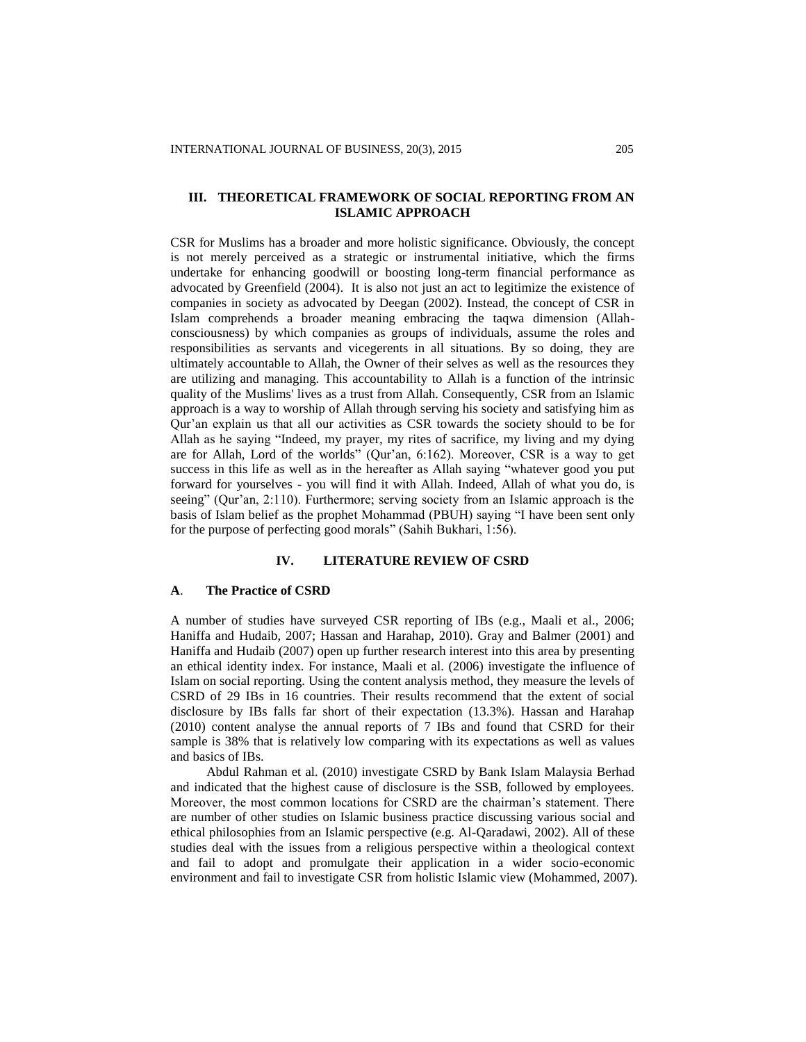## III. THEORETICAL FRAMEWORK OF SOCIAL REPORTING FROM AN ISLAMIC APPROACH

CSR for Muslims has a broader and more holistic significance. Obviously, the concept is not merely perceived as a strategic or instrumental initiative, which the firms undertake for enhancing goodwill or boosting long-term financial performance as advocated by Greenfield (2004). It is also not just an act to legitimize the existence of companies in society as advocated by Deegan (2002). Instead, the concept of CSR in Islam comprehends a broader meaning embracing the taqwa dimension (Allah-consciousness) by which companies as groups of individuals, assume the roles and responsibilities as servants and vicegerents in all situations. By so doing, they are ultimately accountable to Allah, the Owner of their selves as well as the resources they are utilizing and managing. This accountability to Allah is a function of the intrinsic quality of the Muslims' lives as a trust from Allah. Consequently, CSR from an Islamic approach is a way to worship of Allah through serving his society and satisfying him as Qur'an explain us that all our activities as CSR towards the society should to be for Allah as he saying "Indeed, my prayer, my rites of sacrifice, my living and my dying are for Allah, Lord of the worlds" (Qur'an, 6:162). Moreover, CSR is a way to get success in this life as well as in the hereafter as Allah saying "whatever good you put forward for yourselves - you will find it with Allah. Indeed, Allah of what you do, is seeing" (Qur'an, 2:110). Furthermore; serving society from an Islamic approach is the basis of Islam belief as the prophet Mohammad (PBUH) saying "I have been sent only for the purpose of perfecting good morals" (Sahih Bukhari, 1:56).

## IV. LITERATURE REVIEW OF CSRD

### A. The Practice of CSRD

A number of studies have surveyed CSR reporting of IBs (e.g., Maali et al., 2006; Haniffa and Hudaib, 2007; Hassan and Harahap, 2010). Gray and Balmer (2001) and Haniffa and Hudaib (2007) open up further research interest into this area by presenting an ethical identity index. For instance, Maali et al. (2006) investigate the influence of Islam on social reporting. Using the content analysis method, they measure the levels of CSRD of 29 IBs in 16 countries. Their results recommend that the extent of social disclosure by IBs falls far short of their expectation (13.3%). Hassan and Harahap (2010) content analyse the annual reports of 7 IBs and found that CSRD for their sample is 38% that is relatively low comparing with its expectations as well as values and basics of IBs.

Abdul Rahman et al. (2010) investigate CSRD by Bank Islam Malaysia Berhad and indicated that the highest cause of disclosure is the SSB, followed by employees. Moreover, the most common locations for CSRD are the chairman's statement. There are number of other studies on Islamic business practice discussing various social and ethical philosophies from an Islamic perspective (e.g. Al-Qaradawi, 2002). All of these studies deal with the issues from a religious perspective within a theological context and fail to adopt and promulgate their application in a wider socio-economic environment and fail to investigate CSR from holistic Islamic view (Mohammed, 2007).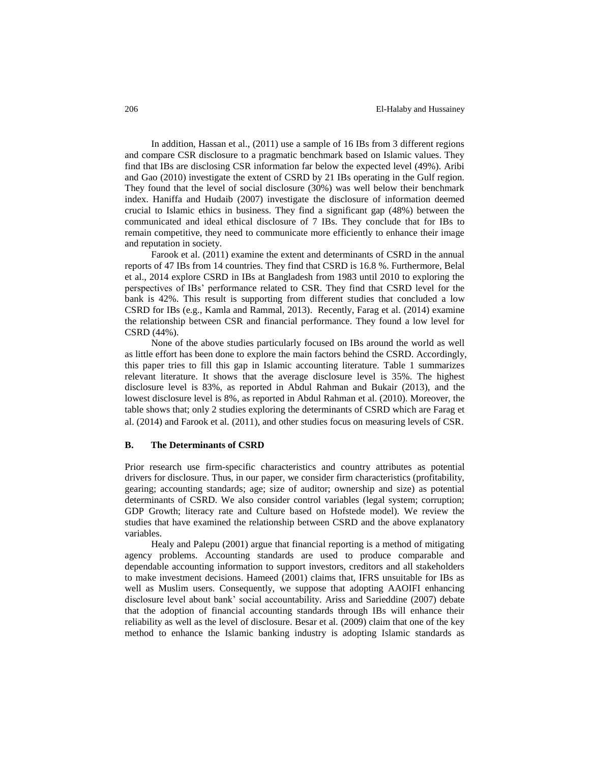In addition, Hassan et al., (2011) use a sample of 16 IBs from 3 different regions and compare CSR disclosure to a pragmatic benchmark based on Islamic values. They find that IBs are disclosing CSR information far below the expected level (49%). Aribi and Gao (2010) investigate the extent of CSRD by 21 IBs operating in the Gulf region. They found that the level of social disclosure (30%) was well below their benchmark index. Haniffa and Hudaib (2007) investigate the disclosure of information deemed crucial to Islamic ethics in business. They find a significant gap (48%) between the communicated and ideal ethical disclosure of 7 IBs. They conclude that for IBs to remain competitive, they need to communicate more efficiently to enhance their image and reputation in society.

Farook et al. (2011) examine the extent and determinants of CSRD in the annual reports of 47 IBs from 14 countries. They find that CSRD is 16.8 %. Furthermore, Belal et al., 2014 explore CSRD in IBs at Bangladesh from 1983 until 2010 to exploring the perspectives of IBs' performance related to CSR. They find that CSRD level for the bank is 42%. This result is supporting from different studies that concluded a low CSRD for IBs (e.g., Kamla and Rammal, 2013). Recently, Farag et al. (2014) examine the relationship between CSR and financial performance. They found a low level for CSRD (44%).

None of the above studies particularly focused on IBs around the world as well as little effort has been done to explore the main factors behind the CSRD. Accordingly, this paper tries to fill this gap in Islamic accounting literature. Table 1 summarizes relevant literature. It shows that the average disclosure level is 35%. The highest disclosure level is 83%, as reported in Abdul Rahman and Bukair (2013), and the lowest disclosure level is 8%, as reported in Abdul Rahman et al. (2010). Moreover, the table shows that; only 2 studies exploring the determinants of CSRD which are Farag et al. (2014) and Farook et al. (2011), and other studies focus on measuring levels of CSR.

### B. The Determinants of CSRD

Prior research use firm-specific characteristics and country attributes as potential drivers for disclosure. Thus, in our paper, we consider firm characteristics (profitability, gearing; accounting standards; age; size of auditor; ownership and size) as potential determinants of CSRD. We also consider control variables (legal system; corruption; GDP Growth; literacy rate and Culture based on Hofstede model). We review the studies that have examined the relationship between CSRD and the above explanatory variables.

Healy and Palepu (2001) argue that financial reporting is a method of mitigating agency problems. Accounting standards are used to produce comparable and dependable accounting information to support investors, creditors and all stakeholders to make investment decisions. Hameed (2001) claims that, IFRS unsuitable for IBs as well as Muslim users. Consequently, we suppose that adopting AAOIFI enhancing disclosure level about bank' social accountability. Ariss and Sarieddine (2007) debate that the adoption of financial accounting standards through IBs will enhance their reliability as well as the level of disclosure. Besar et al. (2009) claim that one of the key method to enhance the Islamic banking industry is adopting Islamic standards as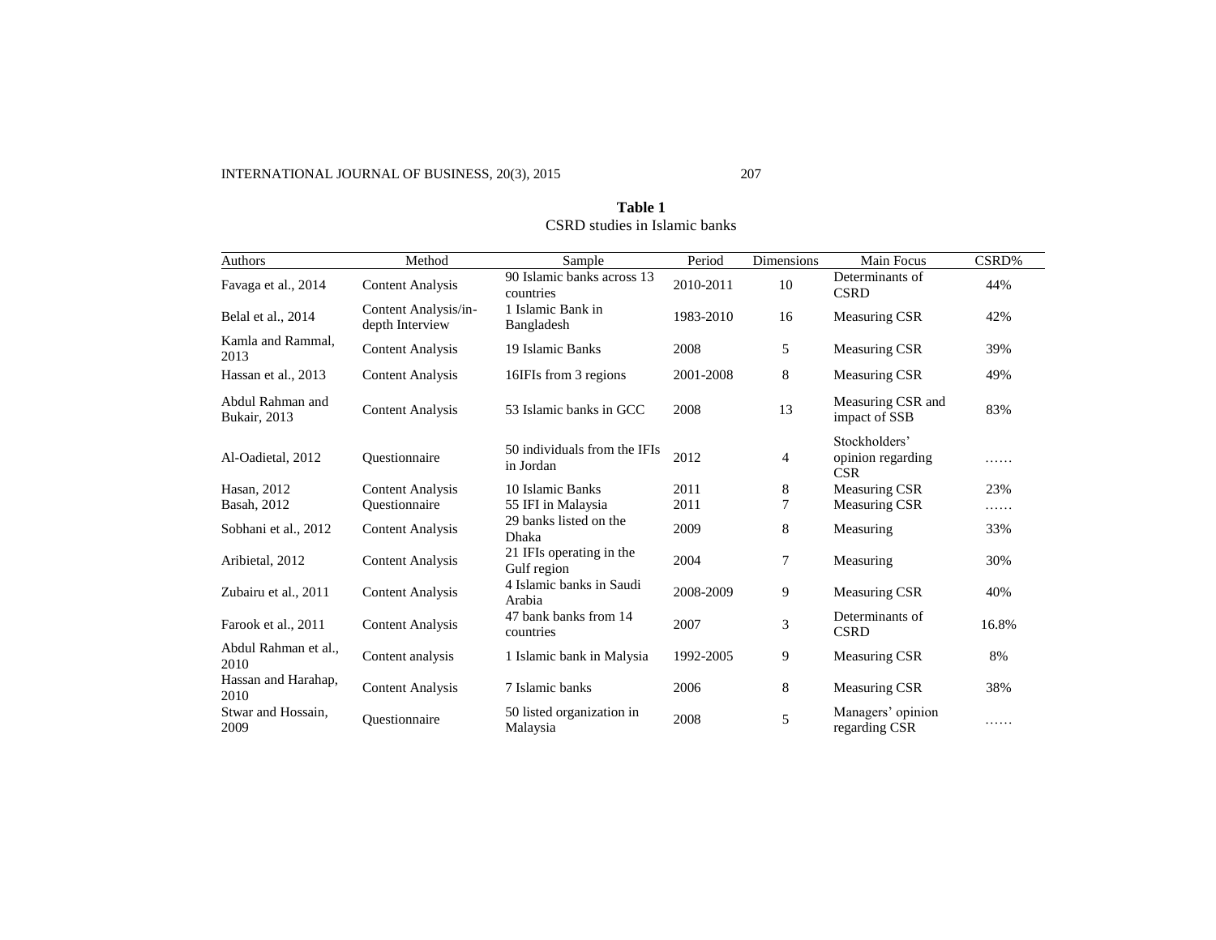**Table 1**
CSRD studies in Islamic banks

| Authors | Method | Sample | Period | Dimensions | Main Focus | CSRD% |
|---|---|---|---|---|---|---|
| Favaga et al., 2014 | Content Analysis | 90 Islamic banks across 13 countries | 2010-2011 | 10 | Determinants of CSRD | 44% |
| Belal et al., 2014 | Content Analysis/in-depth Interview | 1 Islamic Bank in Bangladesh | 1983-2010 | 16 | Measuring CSR | 42% |
| Kamla and Rammal, 2013 | Content Analysis | 19 Islamic Banks | 2008 | 5 | Measuring CSR | 39% |
| Hassan et al., 2013 | Content Analysis | 16IFIs from 3 regions | 2001-2008 | 8 | Measuring CSR | 49% |
| Abdul Rahman and Bukair, 2013 | Content Analysis | 53 Islamic banks in GCC | 2008 | 13 | Measuring CSR and impact of SSB | 83% |
| Al-Oadietal, 2012 | Questionnaire | 50 individuals from the IFIs in Jordan | 2012 | 4 | Stockholders' opinion regarding CSR | …… |
| Hasan, 2012 | Content Analysis | 10 Islamic Banks | 2011 | 8 | Measuring CSR | 23% |
| Basah, 2012 | Questionnaire | 55 IFI in Malaysia | 2011 | 7 | Measuring CSR | …… |
| Sobhani et al., 2012 | Content Analysis | 29 banks listed on the Dhaka | 2009 | 8 | Measuring | 33% |
| Aribietal, 2012 | Content Analysis | 21 IFIs operating in the Gulf region | 2004 | 7 | Measuring | 30% |
| Zubairu et al., 2011 | Content Analysis | 4 Islamic banks in Saudi Arabia | 2008-2009 | 9 | Measuring CSR | 40% |
| Farook et al., 2011 | Content Analysis | 47 bank banks from 14 countries | 2007 | 3 | Determinants of CSRD | 16.8% |
| Abdul Rahman et al., 2010 | Content analysis | 1 Islamic bank in Malysia | 1992-2005 | 9 | Measuring CSR | 8% |
| Hassan and Harahap, 2010 | Content Analysis | 7 Islamic banks | 2006 | 8 | Measuring CSR | 38% |
| Stwar and Hossain, 2009 | Questionnaire | 50 listed organization in Malaysia | 2008 | 5 | Managers' opinion regarding CSR | …… |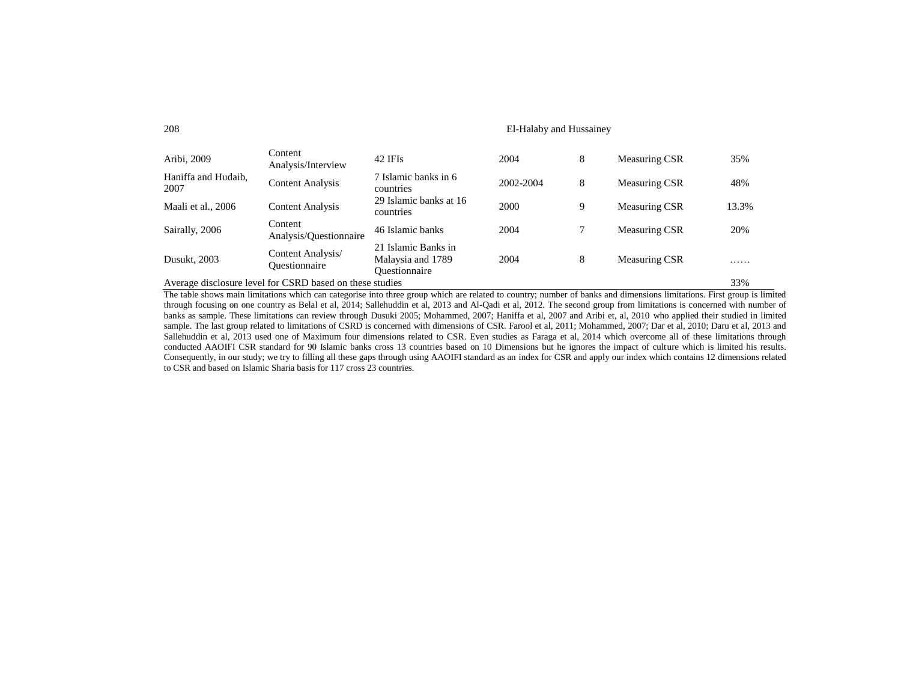| | | | | | | |
|---|---|---|---|---|---|---|
| Aribi, 2009 | Content Analysis/Interview | 42 IFIs | 2004 | 8 | Measuring CSR | 35% |
| Haniffa and Hudaib, 2007 | Content Analysis | 7 Islamic banks in 6 countries | 2002-2004 | 8 | Measuring CSR | 48% |
| Maali et al., 2006 | Content Analysis | 29 Islamic banks at 16 countries | 2000 | 9 | Measuring CSR | 13.3% |
| Sairally, 2006 | Content Analysis/Questionnaire | 46 Islamic banks | 2004 | 7 | Measuring CSR | 20% |
| Dusukt, 2003 | Content Analysis/ Questionnaire | 21 Islamic Banks in Malaysia and 1789 Questionnaire | 2004 | 8 | Measuring CSR | …… |
| Average disclosure level for CSRD based on these studies | | | | | | 33% |

The table shows main limitations which can categorise into three group which are related to country; number of banks and dimensions limitations. First group is limited through focusing on one country as Belal et al, 2014; Sallehuddin et al, 2013 and Al-Qadi et al, 2012. The second group from limitations is concerned with number of banks as sample. These limitations can review through Dusuki 2005; Mohammed, 2007; Haniffa et al, 2007 and Aribi et, al, 2010 who applied their studied in limited sample. The last group related to limitations of CSRD is concerned with dimensions of CSR. Farool et al, 2011; Mohammed, 2007; Dar et al, 2010; Daru et al, 2013 and Sallehuddin et al, 2013 used one of Maximum four dimensions related to CSR. Even studies as Faraga et al, 2014 which overcome all of these limitations through conducted AAOIFI CSR standard for 90 Islamic banks cross 13 countries based on 10 Dimensions but he ignores the impact of culture which is limited his results. Consequently, in our study; we try to filling all these gaps through using AAOIFI standard as an index for CSR and apply our index which contains 12 dimensions related to CSR and based on Islamic Sharia basis for 117 cross 23 countries.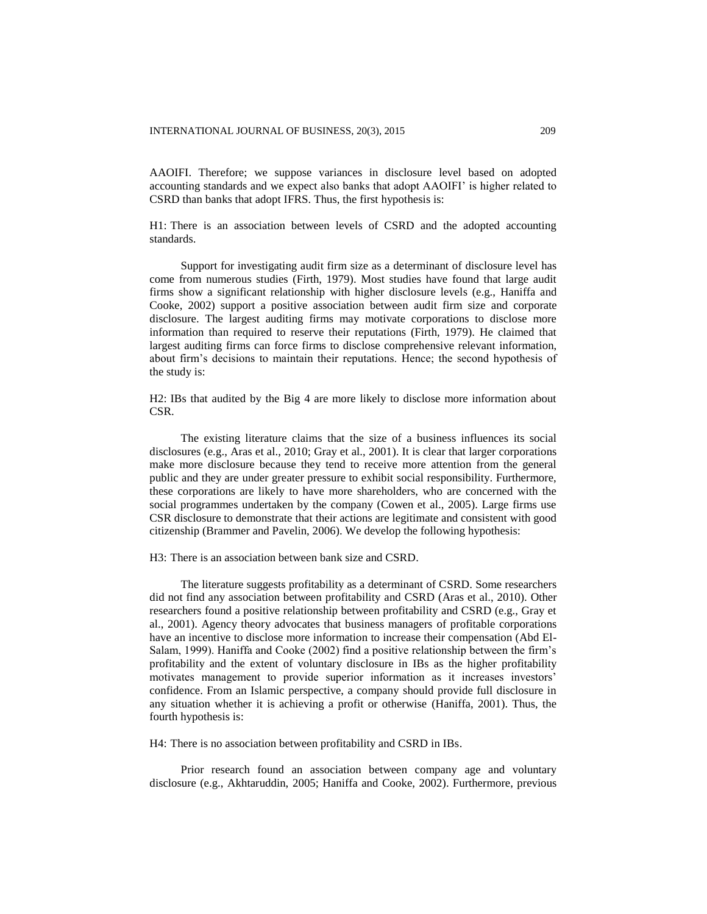AAOIFI. Therefore; we suppose variances in disclosure level based on adopted accounting standards and we expect also banks that adopt AAOIFI' is higher related to CSRD than banks that adopt IFRS. Thus, the first hypothesis is:

H1: There is an association between levels of CSRD and the adopted accounting standards.

Support for investigating audit firm size as a determinant of disclosure level has come from numerous studies (Firth, 1979). Most studies have found that large audit firms show a significant relationship with higher disclosure levels (e.g., Haniffa and Cooke, 2002) support a positive association between audit firm size and corporate disclosure. The largest auditing firms may motivate corporations to disclose more information than required to reserve their reputations (Firth, 1979). He claimed that largest auditing firms can force firms to disclose comprehensive relevant information, about firm's decisions to maintain their reputations. Hence; the second hypothesis of the study is:

H2: IBs that audited by the Big 4 are more likely to disclose more information about CSR.

The existing literature claims that the size of a business influences its social disclosures (e.g., Aras et al., 2010; Gray et al., 2001). It is clear that larger corporations make more disclosure because they tend to receive more attention from the general public and they are under greater pressure to exhibit social responsibility. Furthermore, these corporations are likely to have more shareholders, who are concerned with the social programmes undertaken by the company (Cowen et al., 2005). Large firms use CSR disclosure to demonstrate that their actions are legitimate and consistent with good citizenship (Brammer and Pavelin, 2006). We develop the following hypothesis:

H3: There is an association between bank size and CSRD.

The literature suggests profitability as a determinant of CSRD. Some researchers did not find any association between profitability and CSRD (Aras et al., 2010). Other researchers found a positive relationship between profitability and CSRD (e.g., Gray et al., 2001). Agency theory advocates that business managers of profitable corporations have an incentive to disclose more information to increase their compensation (Abd El-Salam, 1999). Haniffa and Cooke (2002) find a positive relationship between the firm's profitability and the extent of voluntary disclosure in IBs as the higher profitability motivates management to provide superior information as it increases investors' confidence. From an Islamic perspective, a company should provide full disclosure in any situation whether it is achieving a profit or otherwise (Haniffa, 2001). Thus, the fourth hypothesis is:

H4: There is no association between profitability and CSRD in IBs.

Prior research found an association between company age and voluntary disclosure (e.g., Akhtaruddin, 2005; Haniffa and Cooke, 2002). Furthermore, previous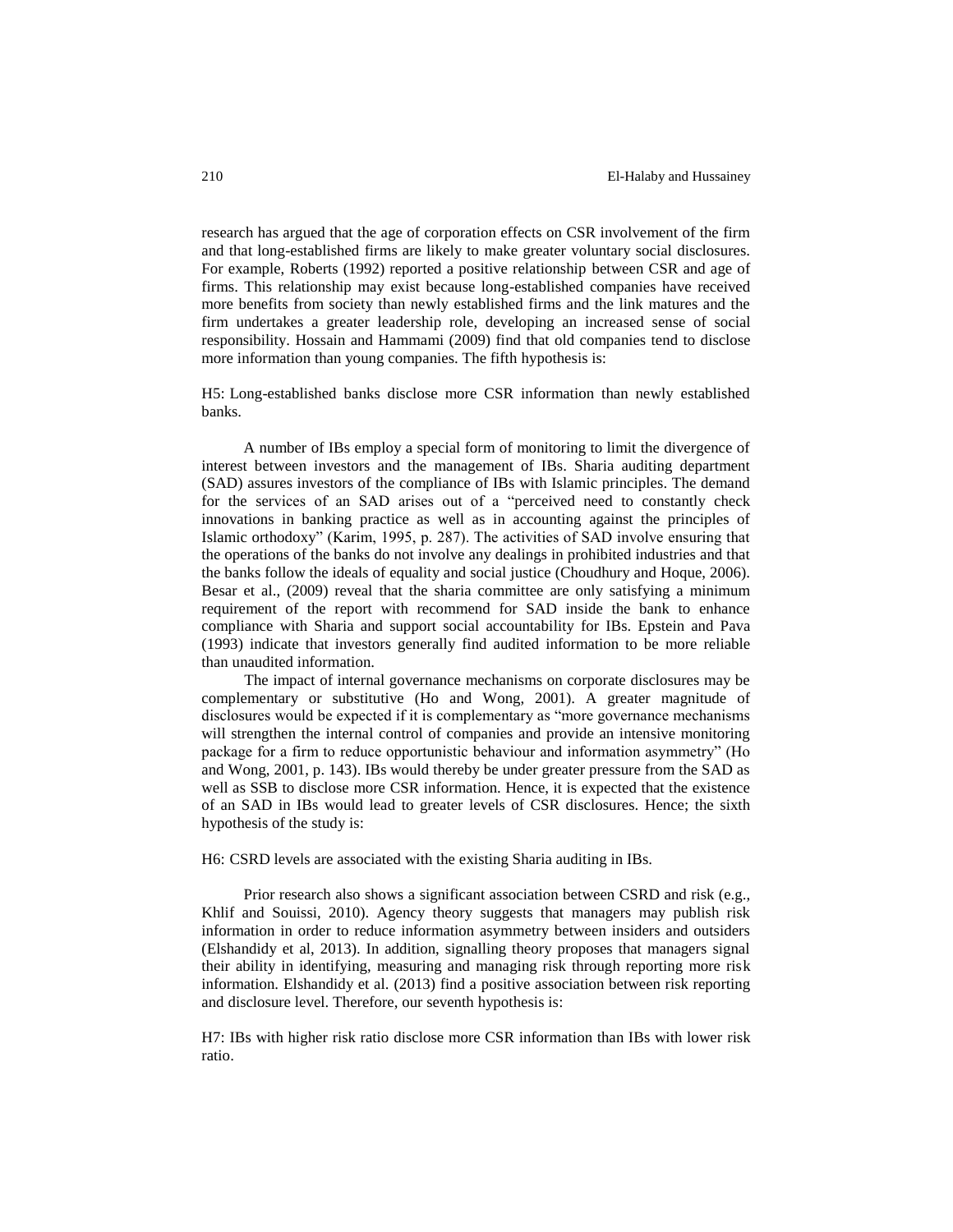research has argued that the age of corporation effects on CSR involvement of the firm and that long-established firms are likely to make greater voluntary social disclosures. For example, Roberts (1992) reported a positive relationship between CSR and age of firms. This relationship may exist because long-established companies have received more benefits from society than newly established firms and the link matures and the firm undertakes a greater leadership role, developing an increased sense of social responsibility. Hossain and Hammami (2009) find that old companies tend to disclose more information than young companies. The fifth hypothesis is:

H5: Long-established banks disclose more CSR information than newly established banks.

A number of IBs employ a special form of monitoring to limit the divergence of interest between investors and the management of IBs. Sharia auditing department (SAD) assures investors of the compliance of IBs with Islamic principles. The demand for the services of an SAD arises out of a "perceived need to constantly check innovations in banking practice as well as in accounting against the principles of Islamic orthodoxy" (Karim, 1995, p. 287). The activities of SAD involve ensuring that the operations of the banks do not involve any dealings in prohibited industries and that the banks follow the ideals of equality and social justice (Choudhury and Hoque, 2006). Besar et al., (2009) reveal that the sharia committee are only satisfying a minimum requirement of the report with recommend for SAD inside the bank to enhance compliance with Sharia and support social accountability for IBs. Epstein and Pava (1993) indicate that investors generally find audited information to be more reliable than unaudited information.

The impact of internal governance mechanisms on corporate disclosures may be complementary or substitutive (Ho and Wong, 2001). A greater magnitude of disclosures would be expected if it is complementary as "more governance mechanisms will strengthen the internal control of companies and provide an intensive monitoring package for a firm to reduce opportunistic behaviour and information asymmetry" (Ho and Wong, 2001, p. 143). IBs would thereby be under greater pressure from the SAD as well as SSB to disclose more CSR information. Hence, it is expected that the existence of an SAD in IBs would lead to greater levels of CSR disclosures. Hence; the sixth hypothesis of the study is:

H6: CSRD levels are associated with the existing Sharia auditing in IBs.

Prior research also shows a significant association between CSRD and risk (e.g., Khlif and Souissi, 2010). Agency theory suggests that managers may publish risk information in order to reduce information asymmetry between insiders and outsiders (Elshandidy et al, 2013). In addition, signalling theory proposes that managers signal their ability in identifying, measuring and managing risk through reporting more risk information. Elshandidy et al. (2013) find a positive association between risk reporting and disclosure level. Therefore, our seventh hypothesis is:

H7: IBs with higher risk ratio disclose more CSR information than IBs with lower risk ratio.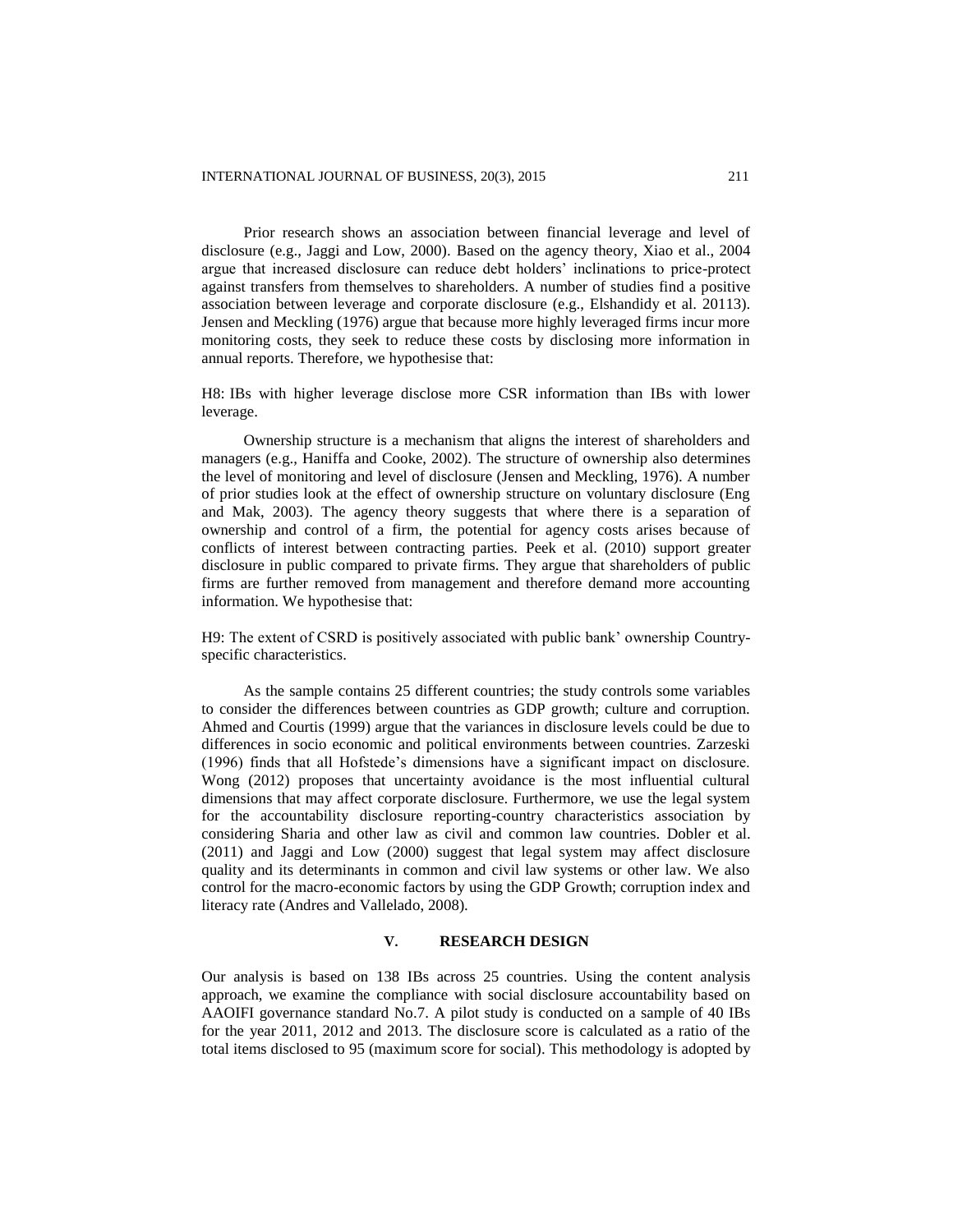Prior research shows an association between financial leverage and level of disclosure (e.g., Jaggi and Low, 2000). Based on the agency theory, Xiao et al., 2004 argue that increased disclosure can reduce debt holders' inclinations to price-protect against transfers from themselves to shareholders. A number of studies find a positive association between leverage and corporate disclosure (e.g., Elshandidy et al. 20113). Jensen and Meckling (1976) argue that because more highly leveraged firms incur more monitoring costs, they seek to reduce these costs by disclosing more information in annual reports. Therefore, we hypothesise that:

H8: IBs with higher leverage disclose more CSR information than IBs with lower leverage.

Ownership structure is a mechanism that aligns the interest of shareholders and managers (e.g., Haniffa and Cooke, 2002). The structure of ownership also determines the level of monitoring and level of disclosure (Jensen and Meckling, 1976). A number of prior studies look at the effect of ownership structure on voluntary disclosure (Eng and Mak, 2003). The agency theory suggests that where there is a separation of ownership and control of a firm, the potential for agency costs arises because of conflicts of interest between contracting parties. Peek et al. (2010) support greater disclosure in public compared to private firms. They argue that shareholders of public firms are further removed from management and therefore demand more accounting information. We hypothesise that:

H9: The extent of CSRD is positively associated with public bank' ownership Country-specific characteristics.

As the sample contains 25 different countries; the study controls some variables to consider the differences between countries as GDP growth; culture and corruption. Ahmed and Courtis (1999) argue that the variances in disclosure levels could be due to differences in socio economic and political environments between countries. Zarzeski (1996) finds that all Hofstede's dimensions have a significant impact on disclosure. Wong (2012) proposes that uncertainty avoidance is the most influential cultural dimensions that may affect corporate disclosure. Furthermore, we use the legal system for the accountability disclosure reporting-country characteristics association by considering Sharia and other law as civil and common law countries. Dobler et al. (2011) and Jaggi and Low (2000) suggest that legal system may affect disclosure quality and its determinants in common and civil law systems or other law. We also control for the macro-economic factors by using the GDP Growth; corruption index and literacy rate (Andres and Vallelado, 2008).

## V. RESEARCH DESIGN

Our analysis is based on 138 IBs across 25 countries. Using the content analysis approach, we examine the compliance with social disclosure accountability based on AAOIFI governance standard No.7. A pilot study is conducted on a sample of 40 IBs for the year 2011, 2012 and 2013. The disclosure score is calculated as a ratio of the total items disclosed to 95 (maximum score for social). This methodology is adopted by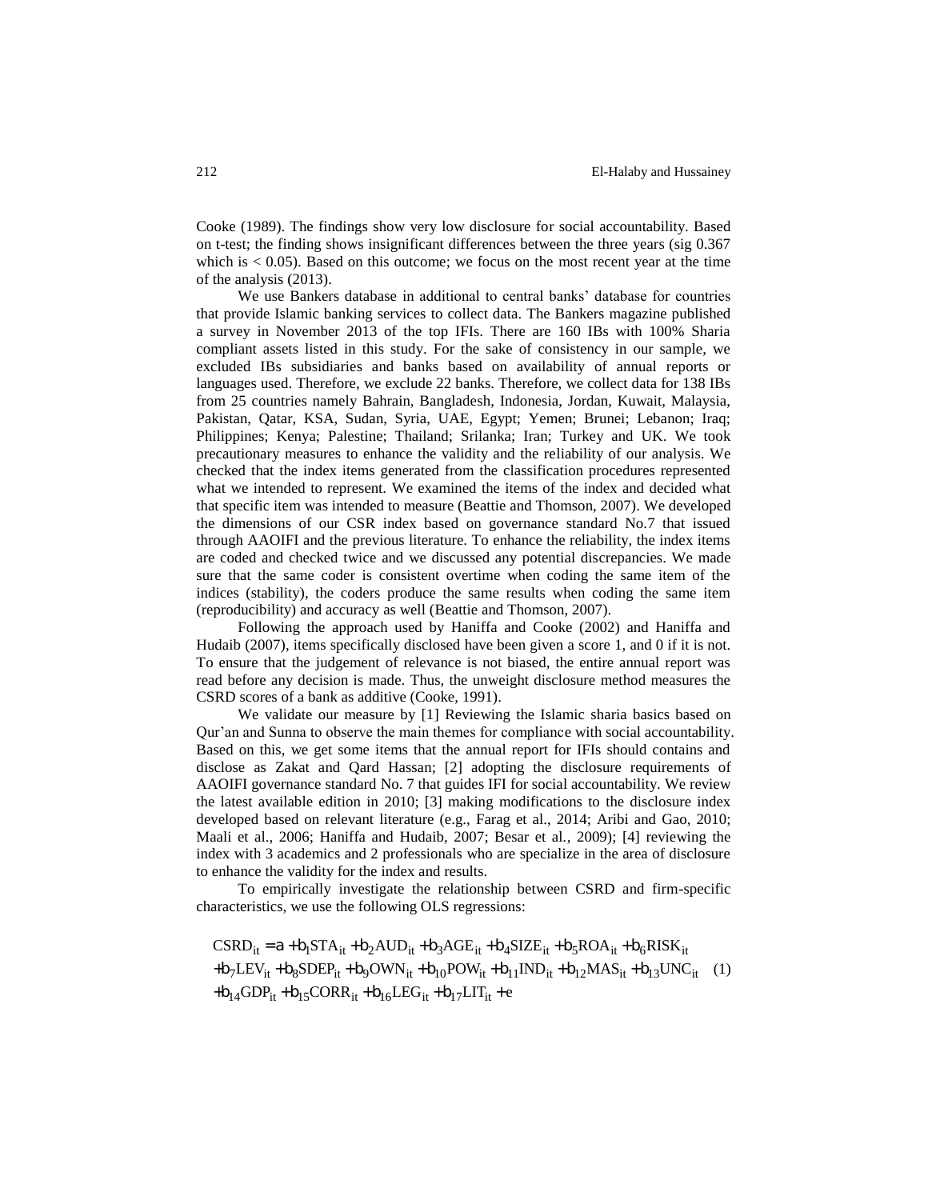Cooke (1989). The findings show very low disclosure for social accountability. Based on t-test; the finding shows insignificant differences between the three years (sig 0.367 which is < 0.05). Based on this outcome; we focus on the most recent year at the time of the analysis (2013).

We use Bankers database in additional to central banks' database for countries that provide Islamic banking services to collect data. The Bankers magazine published a survey in November 2013 of the top IFIs. There are 160 IBs with 100% Sharia compliant assets listed in this study. For the sake of consistency in our sample, we excluded IBs subsidiaries and banks based on availability of annual reports or languages used. Therefore, we exclude 22 banks. Therefore, we collect data for 138 IBs from 25 countries namely Bahrain, Bangladesh, Indonesia, Jordan, Kuwait, Malaysia, Pakistan, Qatar, KSA, Sudan, Syria, UAE, Egypt; Yemen; Brunei; Lebanon; Iraq; Philippines; Kenya; Palestine; Thailand; Srilanka; Iran; Turkey and UK. We took precautionary measures to enhance the validity and the reliability of our analysis. We checked that the index items generated from the classification procedures represented what we intended to represent. We examined the items of the index and decided what that specific item was intended to measure (Beattie and Thomson, 2007). We developed the dimensions of our CSR index based on governance standard No.7 that issued through AAOIFI and the previous literature. To enhance the reliability, the index items are coded and checked twice and we discussed any potential discrepancies. We made sure that the same coder is consistent overtime when coding the same item of the indices (stability), the coders produce the same results when coding the same item (reproducibility) and accuracy as well (Beattie and Thomson, 2007).

Following the approach used by Haniffa and Cooke (2002) and Haniffa and Hudaib (2007), items specifically disclosed have been given a score 1, and 0 if it is not. To ensure that the judgement of relevance is not biased, the entire annual report was read before any decision is made. Thus, the unweight disclosure method measures the CSRD scores of a bank as additive (Cooke, 1991).

We validate our measure by [1] Reviewing the Islamic sharia basics based on Qur'an and Sunna to observe the main themes for compliance with social accountability. Based on this, we get some items that the annual report for IFIs should contains and disclose as Zakat and Qard Hassan; [2] adopting the disclosure requirements of AAOIFI governance standard No. 7 that guides IFI for social accountability. We review the latest available edition in 2010; [3] making modifications to the disclosure index developed based on relevant literature (e.g., Farag et al., 2014; Aribi and Gao, 2010; Maali et al., 2006; Haniffa and Hudaib, 2007; Besar et al., 2009); [4] reviewing the index with 3 academics and 2 professionals who are specialize in the area of disclosure to enhance the validity for the index and results.

To empirically investigate the relationship between CSRD and firm-specific characteristics, we use the following OLS regressions:

$$\begin{aligned} CSRD_{it} &= a + b_1 STA_{it} + b_2 AUD_{it} + b_3 AGE_{it} + b_4 SIZE_{it} + b_5 ROA_{it} + b_6 RISK_{it} \\ &+ b_7 LEV_{it} + b_8 SDEP_{it} + b_9 OWN_{it} + b_{10} POW_{it} + b_{11} IND_{it} + b_{12} MAS_{it} + b_{13} UNC_{it} \quad (1) \\ &+ b_{14} GDP_{it} + b_{15} CORR_{it} + b_{16} LEG_{it} + b_{17} LIT_{it} + e \end{aligned}$$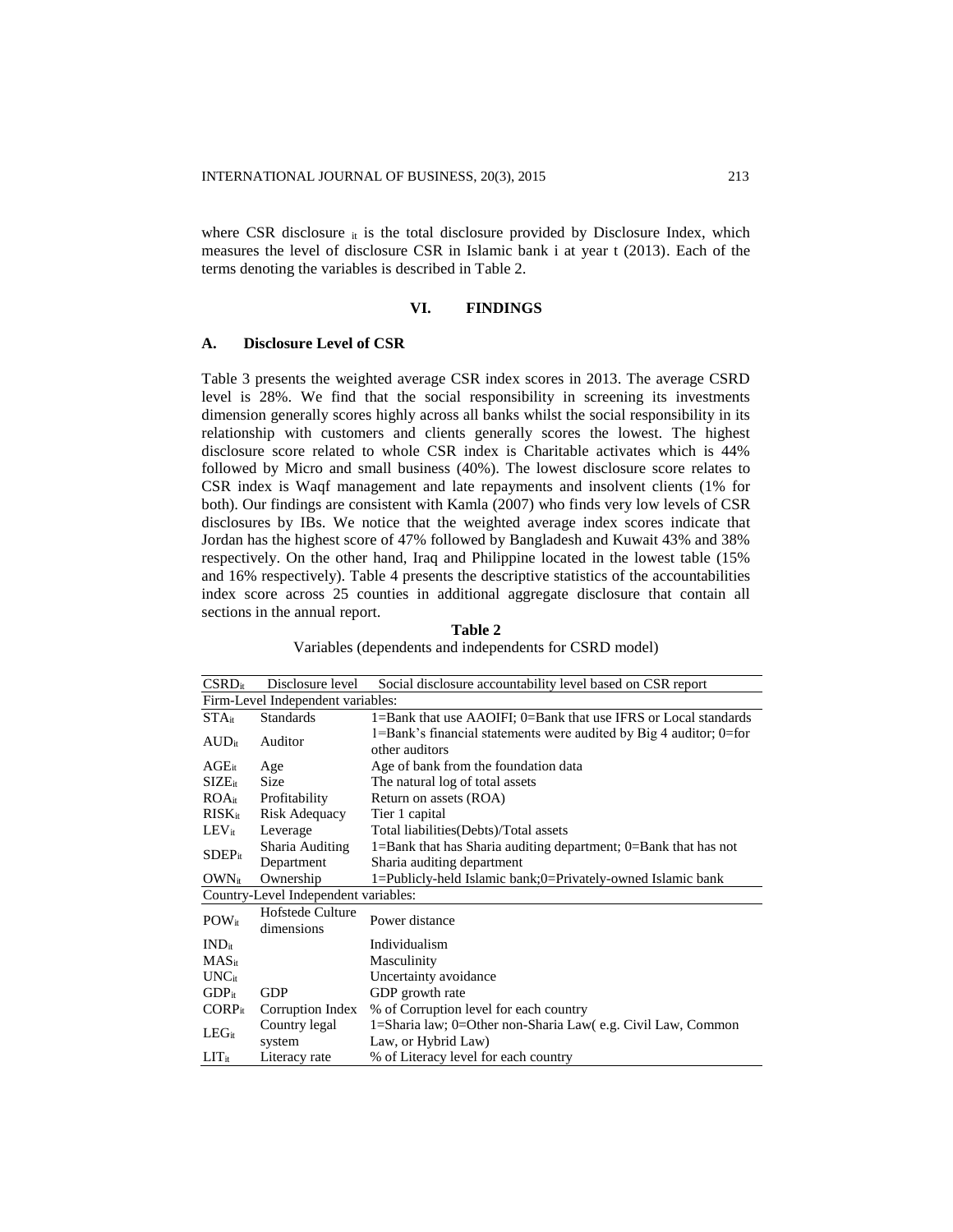where CSR disclosure $_{it}$ is the total disclosure provided by Disclosure Index, which measures the level of disclosure CSR in Islamic bank i at year t (2013). Each of the terms denoting the variables is described in Table 2.

## VI. FINDINGS

### A. Disclosure Level of CSR

Table 3 presents the weighted average CSR index scores in 2013. The average CSRD level is 28%. We find that the social responsibility in screening its investments dimension generally scores highly across all banks whilst the social responsibility in its relationship with customers and clients generally scores the lowest. The highest disclosure score related to whole CSR index is Charitable activates which is 44% followed by Micro and small business (40%). The lowest disclosure score relates to CSR index is Waqf management and late repayments and insolvent clients (1% for both). Our findings are consistent with Kamla (2007) who finds very low levels of CSR disclosures by IBs. We notice that the weighted average index scores indicate that Jordan has the highest score of 47% followed by Bangladesh and Kuwait 43% and 38% respectively. On the other hand, Iraq and Philippine located in the lowest table (15% and 16% respectively). Table 4 presents the descriptive statistics of the accountabilities index score across 25 counties in additional aggregate disclosure that contain all sections in the annual report.

**Table 2**
Variables (dependents and independents for CSRD model)

| $CSRD_{it}$ | Disclosure level | Social disclosure accountability level based on CSR report |
|---|---|---|
| Firm-Level Independent variables: | | |
| $STA_{it}$ | Standards | 1=Bank that use AAOIFI; 0=Bank that use IFRS or Local standards |
| $AUD_{it}$ | Auditor | 1=Bank's financial statements were audited by Big 4 auditor; 0=for other auditors |
| $AGE_{it}$ | Age | Age of bank from the foundation data |
| $SIZE_{it}$ | Size | The natural log of total assets |
| $ROA_{it}$ | Profitability | Return on assets (ROA) |
| $RISK_{it}$ | Risk Adequacy | Tier 1 capital |
| $LEV_{it}$ | Leverage | Total liabilities(Debts)/Total assets |
| $SDEP_{it}$ | Sharia Auditing Department | 1=Bank that has Sharia auditing department; 0=Bank that has not Sharia auditing department |
| $OWN_{it}$ | Ownership | 1=Publicly-held Islamic bank;0=Privately-owned Islamic bank |
| Country-Level Independent variables: | | |
| $POW_{it}$ | Hofstede Culture dimensions | Power distance |
| $IND_{it}$ | | Individualism |
| $MAS_{it}$ | | Masculinity |
| $UNC_{it}$ | | Uncertainty avoidance |
| $GDP_{it}$ | GDP | GDP growth rate |
| $CORP_{it}$ | Corruption Index | % of Corruption level for each country |
| $LEG_{it}$ | Country legal system | 1=Sharia law; 0=Other non-Sharia Law( e.g. Civil Law, Common Law, or Hybrid Law) |
| $LIT_{it}$ | Literacy rate | % of Literacy level for each country |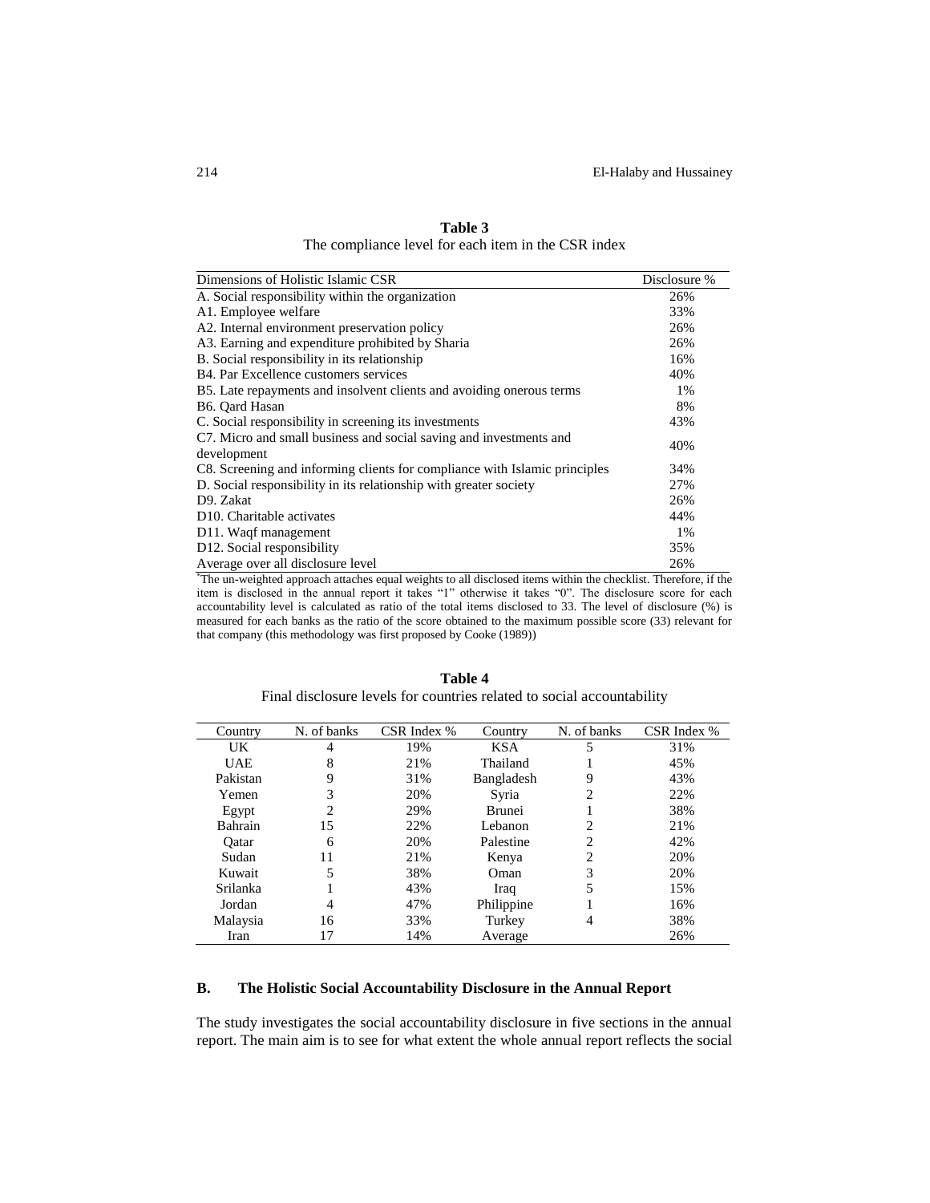**Table 3**
The compliance level for each item in the CSR index

| Dimensions of Holistic Islamic CSR | Disclosure % |
|---|---|
| A. Social responsibility within the organization | 26% |
| A1. Employee welfare | 33% |
| A2. Internal environment preservation policy | 26% |
| A3. Earning and expenditure prohibited by Sharia | 26% |
| B. Social responsibility in its relationship | 16% |
| B4. Par Excellence customers services | 40% |
| B5. Late repayments and insolvent clients and avoiding onerous terms | 1% |
| B6. Qard Hasan | 8% |
| C. Social responsibility in screening its investments | 43% |
| C7. Micro and small business and social saving and investments and development | 40% |
| C8. Screening and informing clients for compliance with Islamic principles | 34% |
| D. Social responsibility in its relationship with greater society | 27% |
| D9. Zakat | 26% |
| D10. Charitable activates | 44% |
| D11. Waqf management | 1% |
| D12. Social responsibility | 35% |
| Average over all disclosure level | 26% |

*The un-weighted approach attaches equal weights to all disclosed items within the checklist. Therefore, if the item is disclosed in the annual report it takes "1" otherwise it takes "0". The disclosure score for each accountability level is calculated as ratio of the total items disclosed to 33. The level of disclosure (%) is measured for each banks as the ratio of the score obtained to the maximum possible score (33) relevant for that company (this methodology was first proposed by Cooke (1989))

**Table 4**
Final disclosure levels for countries related to social accountability

| Country | N. of banks | CSR Index % | Country | N. of banks | CSR Index % |
|---|---|---|---|---|---|
| UK | 4 | 19% | KSA | 5 | 31% |
| UAE | 8 | 21% | Thailand | 1 | 45% |
| Pakistan | 9 | 31% | Bangladesh | 9 | 43% |
| Yemen | 3 | 20% | Syria | 2 | 22% |
| Egypt | 2 | 29% | Brunei | 1 | 38% |
| Bahrain | 15 | 22% | Lebanon | 2 | 21% |
| Qatar | 6 | 20% | Palestine | 2 | 42% |
| Sudan | 11 | 21% | Kenya | 2 | 20% |
| Kuwait | 5 | 38% | Oman | 3 | 20% |
| Srilanka | 1 | 43% | Iraq | 5 | 15% |
| Jordan | 4 | 47% | Philippine | 1 | 16% |
| Malaysia | 16 | 33% | Turkey | 4 | 38% |
| Iran | 17 | 14% | Average | | 26% |

### B. The Holistic Social Accountability Disclosure in the Annual Report

The study investigates the social accountability disclosure in five sections in the annual report. The main aim is to see for what extent the whole annual report reflects the social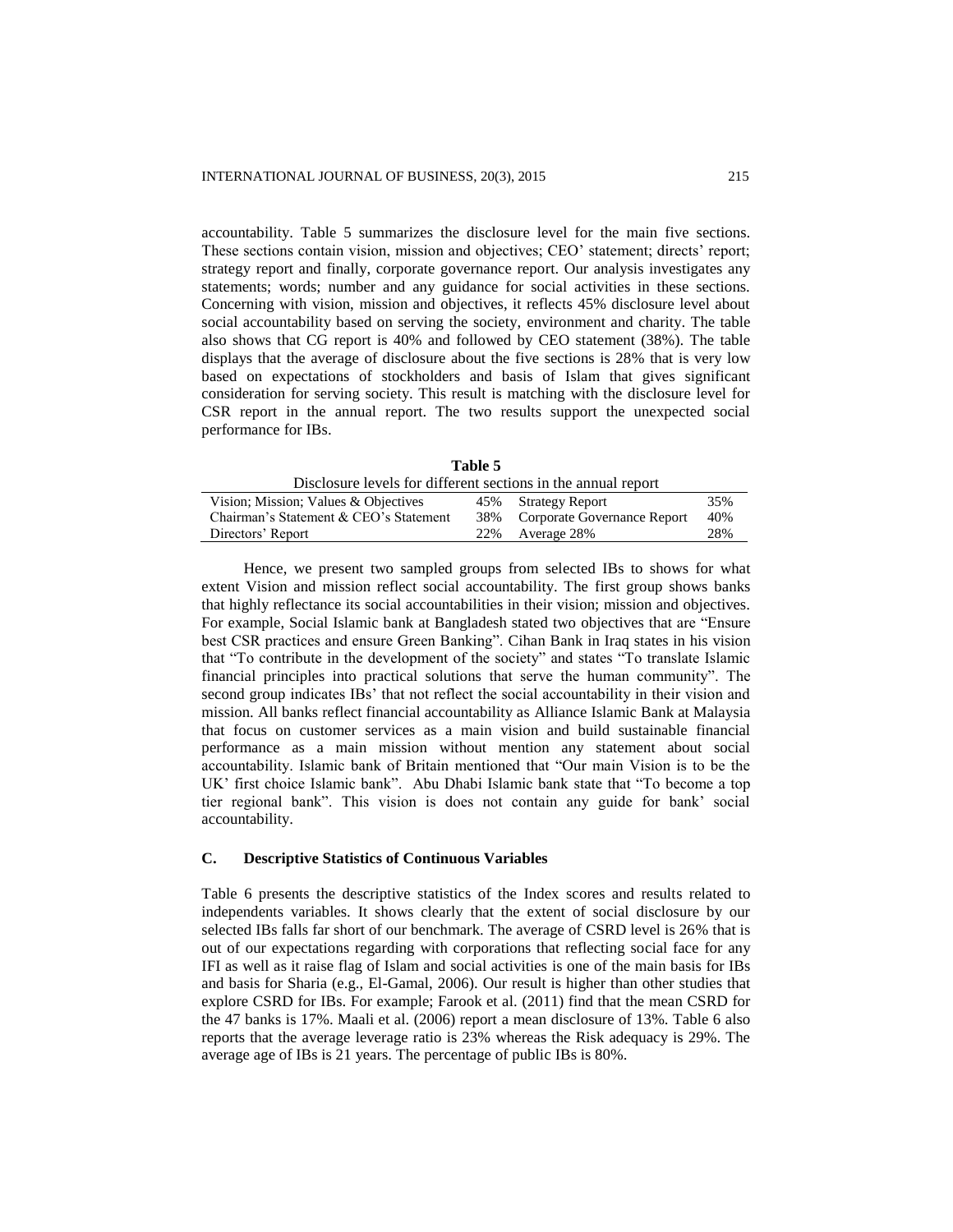accountability. Table 5 summarizes the disclosure level for the main five sections. These sections contain vision, mission and objectives; CEO' statement; directs' report; strategy report and finally, corporate governance report. Our analysis investigates any statements; words; number and any guidance for social activities in these sections. Concerning with vision, mission and objectives, it reflects 45% disclosure level about social accountability based on serving the society, environment and charity. The table also shows that CG report is 40% and followed by CEO statement (38%). The table displays that the average of disclosure about the five sections is 28% that is very low based on expectations of stockholders and basis of Islam that gives significant consideration for serving society. This result is matching with the disclosure level for CSR report in the annual report. The two results support the unexpected social performance for IBs.

**Table 5**

Disclosure levels for different sections in the annual report

| | | | |
|---|---|---|---|
| Vision; Mission; Values & Objectives | 45% | Strategy Report | 35% |
| Chairman's Statement & CEO's Statement | 38% | Corporate Governance Report | 40% |
| Directors' Report | 22% | Average 28% | 28% |

Hence, we present two sampled groups from selected IBs to shows for what extent Vision and mission reflect social accountability. The first group shows banks that highly reflectance its social accountabilities in their vision; mission and objectives. For example, Social Islamic bank at Bangladesh stated two objectives that are "Ensure best CSR practices and ensure Green Banking". Cihan Bank in Iraq states in his vision that "To contribute in the development of the society" and states "To translate Islamic financial principles into practical solutions that serve the human community". The second group indicates IBs' that not reflect the social accountability in their vision and mission. All banks reflect financial accountability as Alliance Islamic Bank at Malaysia that focus on customer services as a main vision and build sustainable financial performance as a main mission without mention any statement about social accountability. Islamic bank of Britain mentioned that "Our main Vision is to be the UK' first choice Islamic bank". Abu Dhabi Islamic bank state that "To become a top tier regional bank". This vision does not contain any guide for bank' social accountability.

### C. Descriptive Statistics of Continuous Variables

Table 6 presents the descriptive statistics of the Index scores and results related to independents variables. It shows clearly that the extent of social disclosure by our selected IBs falls far short of our benchmark. The average of CSRD level is 26% that is out of our expectations regarding with corporations that reflecting social face for any IFI as well as it raise flag of Islam and social activities is one of the main basis for IBs and basis for Sharia (e.g., El-Gamal, 2006). Our result is higher than other studies that explore CSRD for IBs. For example; Farook et al. (2011) find that the mean CSRD for the 47 banks is 17%. Maali et al. (2006) report a mean disclosure of 13%. Table 6 also reports that the average leverage ratio is 23% whereas the Risk adequacy is 29%. The average age of IBs is 21 years. The percentage of public IBs is 80%.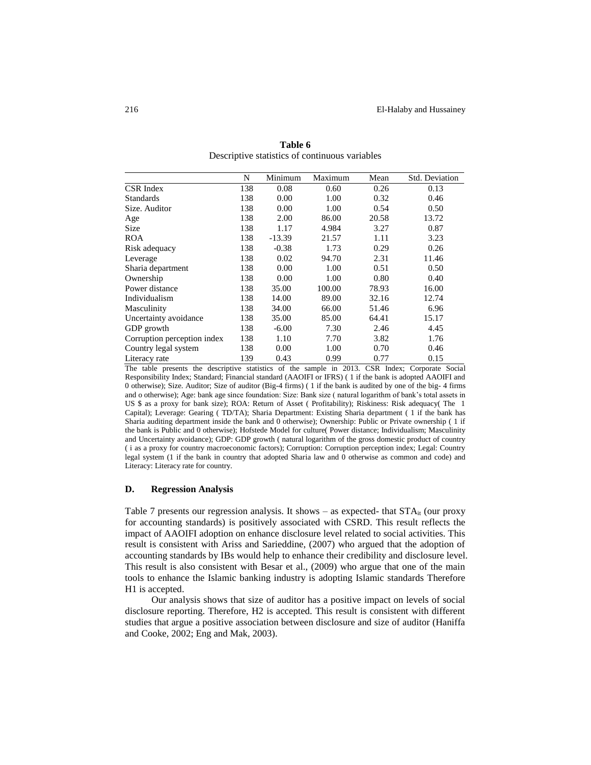**Table 6**
Descriptive statistics of continuous variables

| | N | Minimum | Maximum | Mean | Std. Deviation |
|---|---|---|---|---|---|
| CSR Index | 138 | 0.08 | 0.60 | 0.26 | 0.13 |
| Standards | 138 | 0.00 | 1.00 | 0.32 | 0.46 |
| Size. Auditor | 138 | 0.00 | 1.00 | 0.54 | 0.50 |
| Age | 138 | 2.00 | 86.00 | 20.58 | 13.72 |
| Size | 138 | 1.17 | 4.984 | 3.27 | 0.87 |
| ROA | 138 | -13.39 | 21.57 | 1.11 | 3.23 |
| Risk adequacy | 138 | -0.38 | 1.73 | 0.29 | 0.26 |
| Leverage | 138 | 0.02 | 94.70 | 2.31 | 11.46 |
| Sharia department | 138 | 0.00 | 1.00 | 0.51 | 0.50 |
| Ownership | 138 | 0.00 | 1.00 | 0.80 | 0.40 |
| Power distance | 138 | 35.00 | 100.00 | 78.93 | 16.00 |
| Individualism | 138 | 14.00 | 89.00 | 32.16 | 12.74 |
| Masculinity | 138 | 34.00 | 66.00 | 51.46 | 6.96 |
| Uncertainty avoidance | 138 | 35.00 | 85.00 | 64.41 | 15.17 |
| GDP growth | 138 | -6.00 | 7.30 | 2.46 | 4.45 |
| Corruption perception index | 138 | 1.10 | 7.70 | 3.82 | 1.76 |
| Country legal system | 138 | 0.00 | 1.00 | 0.70 | 0.46 |
| Literacy rate | 139 | 0.43 | 0.99 | 0.77 | 0.15 |

The table presents the descriptive statistics of the sample in 2013. CSR Index; Corporate Social Responsibility Index; Standard; Financial standard (AAOIFI or IFRS) ( 1 if the bank is adopted AAOIFI and 0 otherwise); Size. Auditor; Size of auditor (Big-4 firms) ( 1 if the bank is audited by one of the big- 4 firms and o otherwise); Age: bank age since foundation: Size: Bank size ( natural logarithm of bank's total assets in US $ as a proxy for bank size); ROA: Return of Asset ( Profitability); Riskiness: Risk adequacy( The 1 Capital); Leverage: Gearing ( TD/TA); Sharia Department: Existing Sharia department ( 1 if the bank has Sharia auditing department inside the bank and 0 otherwise); Ownership: Public or Private ownership ( 1 if the bank is Public and 0 otherwise); Hofstede Model for culture( Power distance; Individualism; Masculinity and Uncertainty avoidance); GDP: GDP growth ( natural logarithm of the gross domestic product of country ( i as a proxy for country macroeconomic factors); Corruption: Corruption perception index; Legal: Country legal system (1 if the bank in country that adopted Sharia law and 0 otherwise as common and code) and Literacy: Literacy rate for country.

### D. Regression Analysis

Table 7 presents our regression analysis. It shows – as expected- that $STA_{it}$ (our proxy for accounting standards) is positively associated with CSRD. This result reflects the impact of AAOIFI adoption on enhance disclosure level related to social activities. This result is consistent with Ariss and Sarieddine, (2007) who argued that the adoption of accounting standards by IBs would help to enhance their credibility and disclosure level. This result is also consistent with Besar et al., (2009) who argue that one of the main tools to enhance the Islamic banking industry is adopting Islamic standards Therefore H1 is accepted.

Our analysis shows that size of auditor has a positive impact on levels of social disclosure reporting. Therefore, H2 is accepted. This result is consistent with different studies that argue a positive association between disclosure and size of auditor (Haniffa and Cooke, 2002; Eng and Mak, 2003).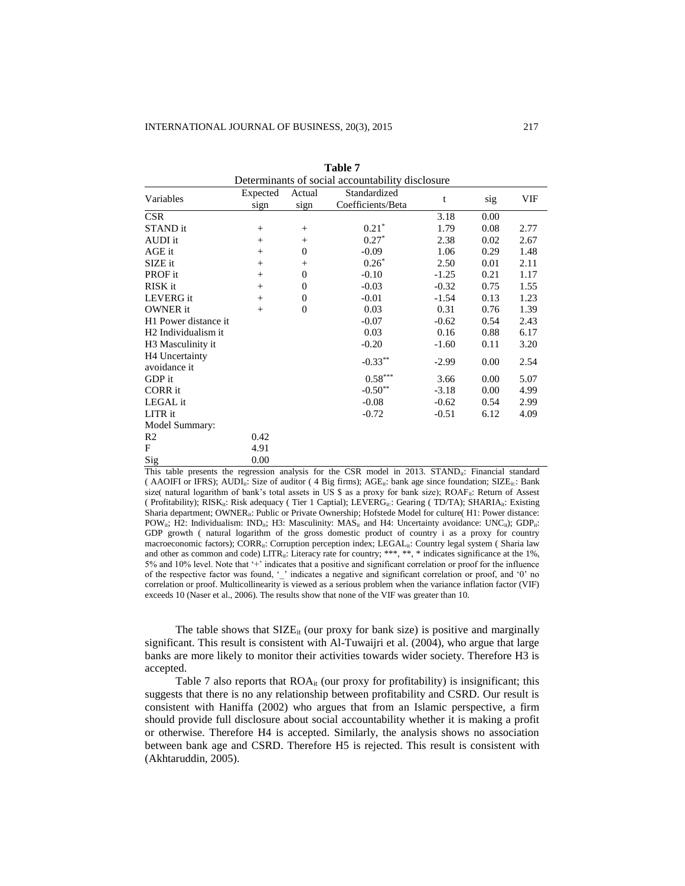**Table 7**

Determinants of social accountability disclosure

| Variables | Expected sign | Actual sign | Standardized Coefficients/Beta | t | sig | VIF |
|---|---|---|---|---|---|---|
| CSR | | | | 3.18 | 0.00 | |
| STAND it | + | + | $0.21^{*}$ | 1.79 | 0.08 | 2.77 |
| AUDI it | + | + | $0.27^{*}$ | 2.38 | 0.02 | 2.67 |
| AGE it | + | 0 | -0.09 | 1.06 | 0.29 | 1.48 |
| SIZE it | + | + | $0.26^{*}$ | 2.50 | 0.01 | 2.11 |
| PROF it | + | 0 | -0.10 | -1.25 | 0.21 | 1.17 |
| RISK it | + | 0 | -0.03 | -0.32 | 0.75 | 1.55 |
| LEVERG it | + | 0 | -0.01 | -1.54 | 0.13 | 1.23 |
| OWNER it | + | 0 | 0.03 | 0.31 | 0.76 | 1.39 |
| H1 Power distance it | | | -0.07 | -0.62 | 0.54 | 2.43 |
| H2 Individualism it | | | 0.03 | 0.16 | 0.88 | 6.17 |
| H3 Masculinity it | | | -0.20 | -1.60 | 0.11 | 3.20 |
| H4 Uncertainty avoidance it | | | $-0.33^{**}$ | -2.99 | 0.00 | 2.54 |
| GDP it | | | $0.58^{***}$ | 3.66 | 0.00 | 5.07 |
| CORR it | | | $-0.50^{**}$ | -3.18 | 0.00 | 4.99 |
| LEGAL it | | | -0.08 | -0.62 | 0.54 | 2.99 |
| LITR it | | | -0.72 | -0.51 | 6.12 | 4.09 |
| Model Summary: | | | | | | |
| R2 | 0.42 | | | | | |
| F | 4.91 | | | | | |
| Sig | 0.00 | | | | | |

This table presents the regression analysis for the CSR model in 2013. $STAND_{it}$: Financial standard ( AAOIFI or IFRS); $AUDI_{it}$: Size of auditor ( 4 Big firms); $AGE_{it}$: bank age since foundation; $SIZE_{it}$: Bank size( natural logarithm of bank's total assets in US $ as a proxy for bank size); $ROAF_{it}$: Return of Assest ( Profitability); $RISK_{it}$: Risk adequacy ( Tier 1 Captial); $LEVERG_{it}$: Gearing ( TD/TA); $SHARIA_{it}$: Existing Sharia department; $OWNER_{it}$: Public or Private Ownership; Hofstede Model for culture( H1: Power distance: $POW_{it}$; H2: Individualism: $IND_{it}$; H3: Masculinity: $MAS_{it}$ and H4: Uncertainty avoidance: $UNC_{it}$); $GDP_{it}$: GDP growth ( natural logarithm of the gross domestic product of country i as a proxy for country macroeconomic factors); $CORR_{it}$: Corruption perception index; $LEGAL_{it}$: Country legal system ( Sharia law and other as common and code) $LITR_{it}$: Literacy rate for country; ***, **, * indicates significance at the 1%, 5% and 10% level. Note that '+' indicates that a positive and significant correlation or proof for the influence of the respective factor was found, '_' indicates a negative and significant correlation or proof, and '0' no correlation or proof. Multicollinearity is viewed as a serious problem when the variance inflation factor (VIF) exceeds 10 (Naser et al., 2006). The results show that none of the VIF was greater than 10.

The table shows that $SIZE_{it}$ (our proxy for bank size) is positive and marginally significant. This result is consistent with Al-Tuwaijri et al. (2004), who argue that large banks are more likely to monitor their activities towards wider society. Therefore H3 is accepted.

Table 7 also reports that $ROA_{it}$ (our proxy for profitability) is insignificant; this suggests that there is no any relationship between profitability and CSRD. Our result is consistent with Haniffa (2002) who argues that from an Islamic perspective, a firm should provide full disclosure about social accountability whether it is making a profit or otherwise. Therefore H4 is accepted. Similarly, the analysis shows no association between bank age and CSRD. Therefore H5 is rejected. This result is consistent with (Akhtaruddin, 2005).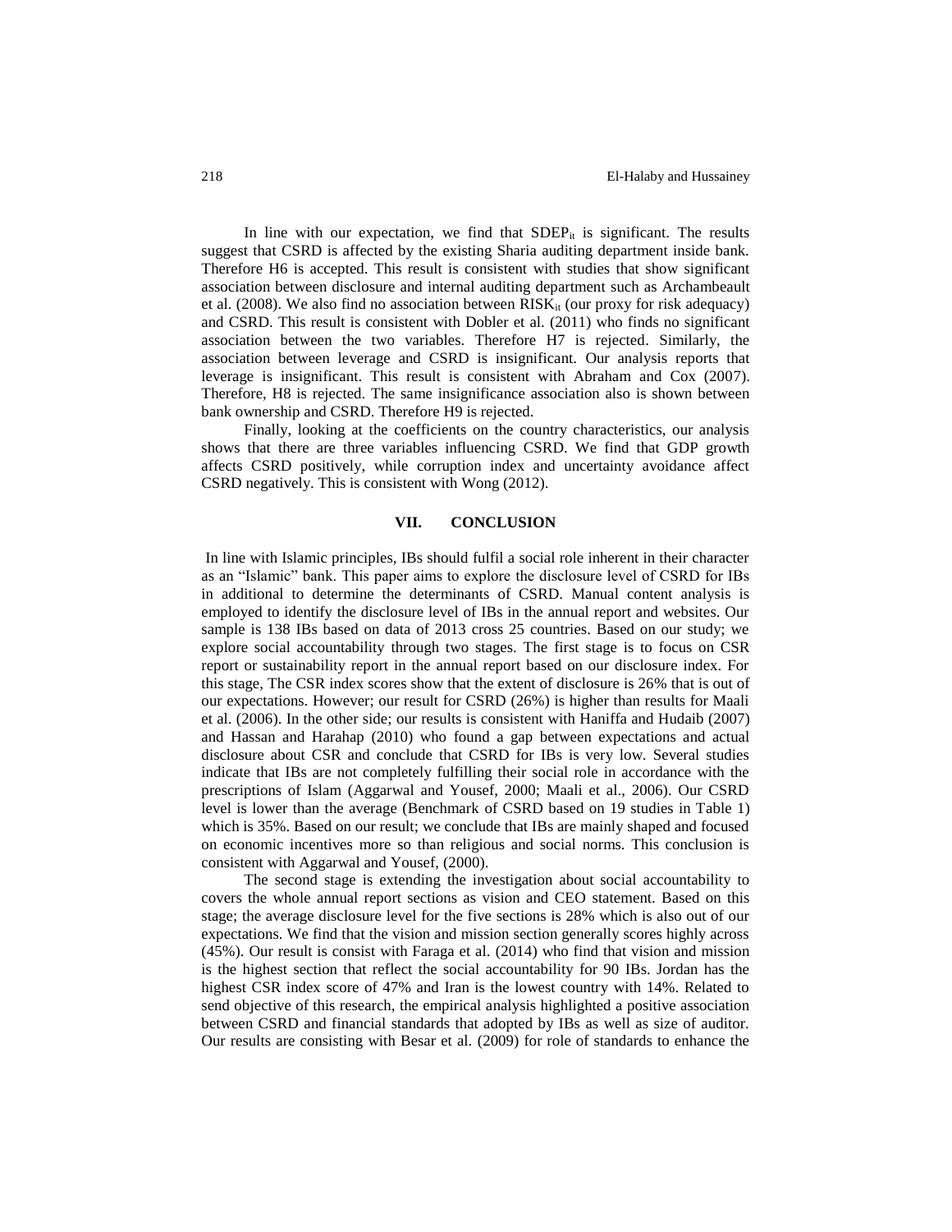In line with our expectation, we find that $SDEP_{it}$ is significant. The results suggest that CSRD is affected by the existing Sharia auditing department inside bank. Therefore H6 is accepted. This result is consistent with studies that show significant association between disclosure and internal auditing department such as Archambeault et al. (2008). We also find no association between $RISK_{it}$ (our proxy for risk adequacy) and CSRD. This result is consistent with Dobler et al. (2011) who finds no significant association between the two variables. Therefore H7 is rejected. Similarly, the association between leverage and CSRD is insignificant. Our analysis reports that leverage is insignificant. This result is consistent with Abraham and Cox (2007). Therefore, H8 is rejected. The same insignificance association also is shown between bank ownership and CSRD. Therefore H9 is rejected.

Finally, looking at the coefficients on the country characteristics, our analysis shows that there are three variables influencing CSRD. We find that GDP growth affects CSRD positively, while corruption index and uncertainty avoidance affect CSRD negatively. This is consistent with Wong (2012).

## VII. CONCLUSION

In line with Islamic principles, IBs should fulfil a social role inherent in their character as an "Islamic" bank. This paper aims to explore the disclosure level of CSRD for IBs in additional to determine the determinants of CSRD. Manual content analysis is employed to identify the disclosure level of IBs in the annual report and websites. Our sample is 138 IBs based on data of 2013 cross 25 countries. Based on our study; we explore social accountability through two stages. The first stage is to focus on CSR report or sustainability report in the annual report based on our disclosure index. For this stage, The CSR index scores show that the extent of disclosure is 26% that is out of our expectations. However; our result for CSRD (26%) is higher than results for Maali et al. (2006). In the other side; our results is consistent with Haniffa and Hudaib (2007) and Hassan and Harahap (2010) who found a gap between expectations and actual disclosure about CSR and conclude that CSRD for IBs is very low. Several studies indicate that IBs are not completely fulfilling their social role in accordance with the prescriptions of Islam (Aggarwal and Yousef, 2000; Maali et al., 2006). Our CSRD level is lower than the average (Benchmark of CSRD based on 19 studies in Table 1) which is 35%. Based on our result; we conclude that IBs are mainly shaped and focused on economic incentives more so than religious and social norms. This conclusion is consistent with Aggarwal and Yousef, (2000).

The second stage is extending the investigation about social accountability to covers the whole annual report sections as vision and CEO statement. Based on this stage; the average disclosure level for the five sections is 28% which is also out of our expectations. We find that the vision and mission section generally scores highly across (45%). Our result is consist with Faraga et al. (2014) who find that vision and mission is the highest section that reflect the social accountability for 90 IBs. Jordan has the highest CSR index score of 47% and Iran is the lowest country with 14%. Related to send objective of this research, the empirical analysis highlighted a positive association between CSRD and financial standards that adopted by IBs as well as size of auditor. Our results are consisting with Besar et al. (2009) for role of standards to enhance the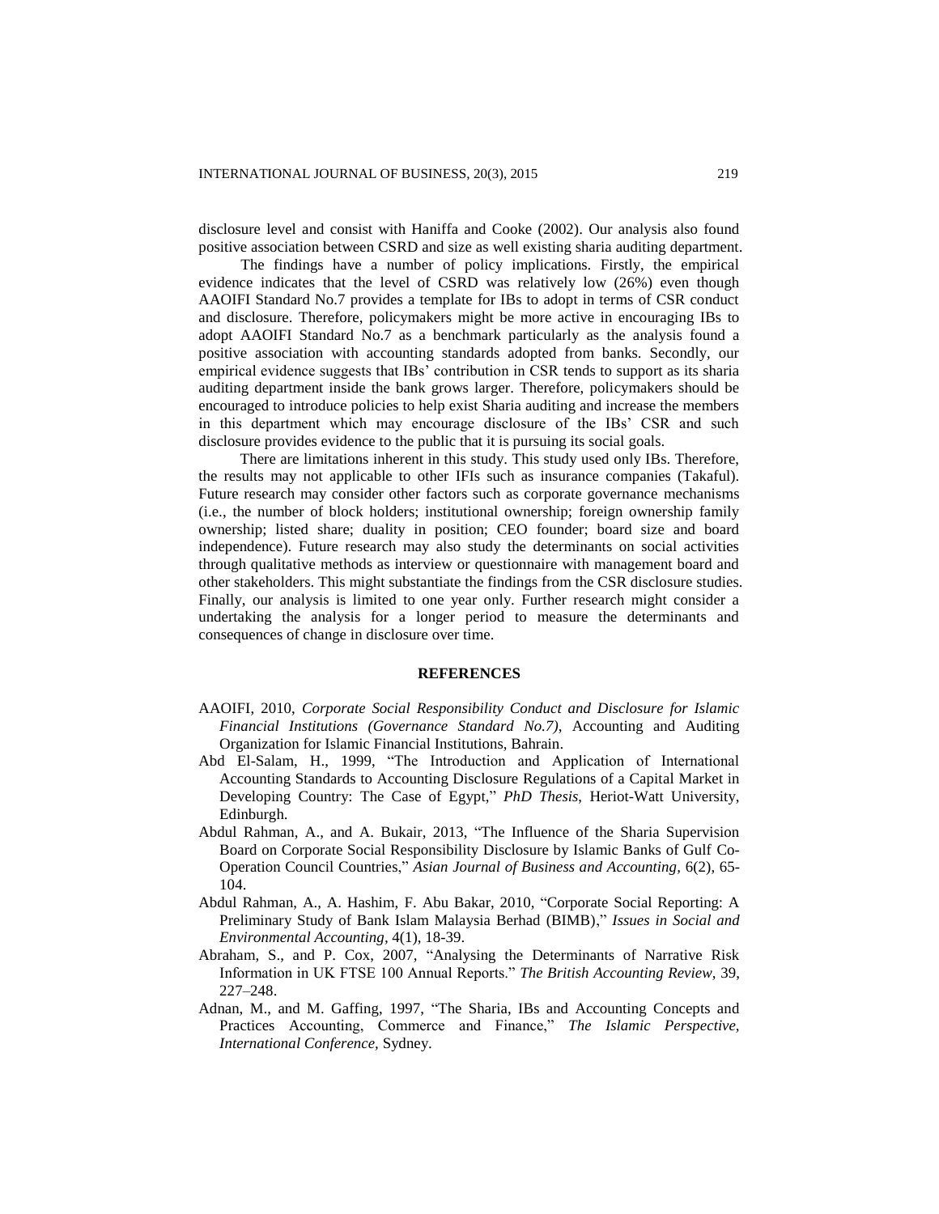disclosure level and consist with Haniffa and Cooke (2002). Our analysis also found positive association between CSRD and size as well existing sharia auditing department.

The findings have a number of policy implications. Firstly, the empirical evidence indicates that the level of CSRD was relatively low (26%) even though AAOIFI Standard No.7 provides a template for IBs to adopt in terms of CSR conduct and disclosure. Therefore, policymakers might be more active in encouraging IBs to adopt AAOIFI Standard No.7 as a benchmark particularly as the analysis found a positive association with accounting standards adopted from banks. Secondly, our empirical evidence suggests that IBs' contribution in CSR tends to support as its sharia auditing department inside the bank grows larger. Therefore, policymakers should be encouraged to introduce policies to help exist Sharia auditing and increase the members in this department which may encourage disclosure of the IBs' CSR and such disclosure provides evidence to the public that it is pursuing its social goals.

There are limitations inherent in this study. This study used only IBs. Therefore, the results may not applicable to other IFIs such as insurance companies (Takaful). Future research may consider other factors such as corporate governance mechanisms (i.e., the number of block holders; institutional ownership; foreign ownership family ownership; listed share; duality in position; CEO founder; board size and board independence). Future research may also study the determinants on social activities through qualitative methods as interview or questionnaire with management board and other stakeholders. This might substantiate the findings from the CSR disclosure studies. Finally, our analysis is limited to one year only. Further research might consider a undertaking the analysis for a longer period to measure the determinants and consequences of change in disclosure over time.

## REFERENCES

AAOIFI, 2010, *Corporate Social Responsibility Conduct and Disclosure for Islamic Financial Institutions (Governance Standard No.7)*, Accounting and Auditing Organization for Islamic Financial Institutions, Bahrain.

Abd El-Salam, H., 1999, "The Introduction and Application of International Accounting Standards to Accounting Disclosure Regulations of a Capital Market in Developing Country: The Case of Egypt," *PhD Thesis*, Heriot-Watt University, Edinburgh.

Abdul Rahman, A., and A. Bukair, 2013, "The Influence of the Sharia Supervision Board on Corporate Social Responsibility Disclosure by Islamic Banks of Gulf Co-Operation Council Countries," *Asian Journal of Business and Accounting*, 6(2), 65-104.

Abdul Rahman, A., A. Hashim, F. Abu Bakar, 2010, "Corporate Social Reporting: A Preliminary Study of Bank Islam Malaysia Berhad (BIMB)," *Issues in Social and Environmental Accounting*, 4(1), 18-39.

Abraham, S., and P. Cox, 2007, "Analysing the Determinants of Narrative Risk Information in UK FTSE 100 Annual Reports." *The British Accounting Review*, 39, 227–248.

Adnan, M., and M. Gaffing, 1997, "The Sharia, IBs and Accounting Concepts and Practices Accounting, Commerce and Finance," *The Islamic Perspective, International Conference*, Sydney.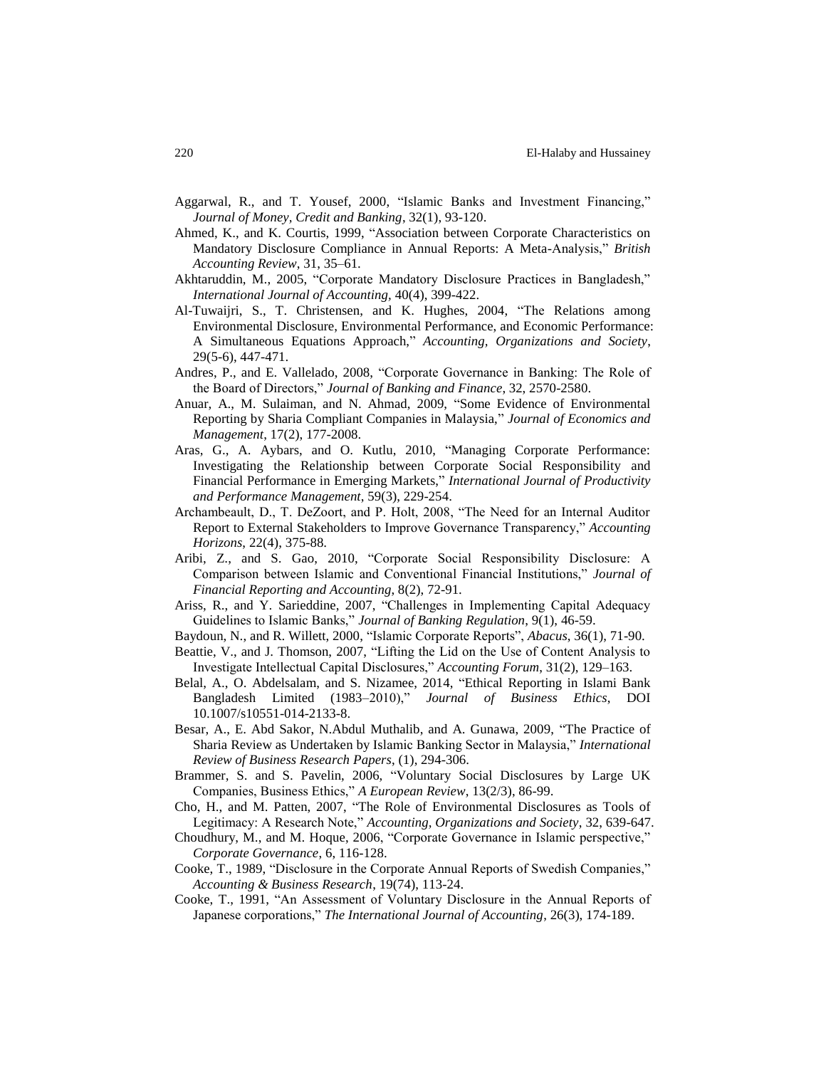Aggarwal, R., and T. Yousef, 2000, "Islamic Banks and Investment Financing," *Journal of Money, Credit and Banking*, 32(1), 93-120.

Ahmed, K., and K. Courtis, 1999, "Association between Corporate Characteristics on Mandatory Disclosure Compliance in Annual Reports: A Meta-Analysis," *British Accounting Review*, 31, 35–61.

Akhtaruddin, M., 2005, "Corporate Mandatory Disclosure Practices in Bangladesh," *International Journal of Accounting*, 40(4), 399-422.

Al-Tuwaijri, S., T. Christensen, and K. Hughes, 2004, "The Relations among Environmental Disclosure, Environmental Performance, and Economic Performance: A Simultaneous Equations Approach," *Accounting, Organizations and Society*, 29(5-6), 447-471.

Andres, P., and E. Vallelado, 2008, "Corporate Governance in Banking: The Role of the Board of Directors," *Journal of Banking and Finance*, 32, 2570-2580.

Anuar, A., M. Sulaiman, and N. Ahmad, 2009, "Some Evidence of Environmental Reporting by Sharia Compliant Companies in Malaysia," *Journal of Economics and Management*, 17(2), 177-2008.

Aras, G., A. Aybars, and O. Kutlu, 2010, "Managing Corporate Performance: Investigating the Relationship between Corporate Social Responsibility and Financial Performance in Emerging Markets," *International Journal of Productivity and Performance Management*, 59(3), 229-254.

Archambeault, D., T. DeZoort, and P. Holt, 2008, "The Need for an Internal Auditor Report to External Stakeholders to Improve Governance Transparency," *Accounting Horizons*, 22(4), 375-88.

Aribi, Z., and S. Gao, 2010, "Corporate Social Responsibility Disclosure: A Comparison between Islamic and Conventional Financial Institutions," *Journal of Financial Reporting and Accounting*, 8(2), 72-91.

Ariss, R., and Y. Sarieddine, 2007, "Challenges in Implementing Capital Adequacy Guidelines to Islamic Banks," *Journal of Banking Regulation*, 9(1), 46-59.

Baydoun, N., and R. Willett, 2000, "Islamic Corporate Reports", *Abacus*, 36(1), 71-90.

Beattie, V., and J. Thomson, 2007, "Lifting the Lid on the Use of Content Analysis to Investigate Intellectual Capital Disclosures," *Accounting Forum*, 31(2), 129–163.

Belal, A., O. Abdelsalam, and S. Nizamee, 2014, "Ethical Reporting in Islami Bank Bangladesh Limited (1983–2010)," *Journal of Business Ethics*, DOI 10.1007/s10551-014-2133-8.

Besar, A., E. Abd Sakor, N.Abdul Muthalib, and A. Gunawa, 2009, "The Practice of Sharia Review as Undertaken by Islamic Banking Sector in Malaysia," *International Review of Business Research Papers*, (1), 294-306.

Brammer, S. and S. Pavelin, 2006, "Voluntary Social Disclosures by Large UK Companies, Business Ethics," *A European Review*, 13(2/3), 86-99.

Cho, H., and M. Patten, 2007, "The Role of Environmental Disclosures as Tools of Legitimacy: A Research Note," *Accounting, Organizations and Society*, 32, 639-647.

Choudhury, M., and M. Hoque, 2006, "Corporate Governance in Islamic perspective," *Corporate Governance*, 6, 116-128.

Cooke, T., 1989, "Disclosure in the Corporate Annual Reports of Swedish Companies," *Accounting & Business Research*, 19(74), 113-24.

Cooke, T., 1991, "An Assessment of Voluntary Disclosure in the Annual Reports of Japanese corporations," *The International Journal of Accounting*, 26(3), 174-189.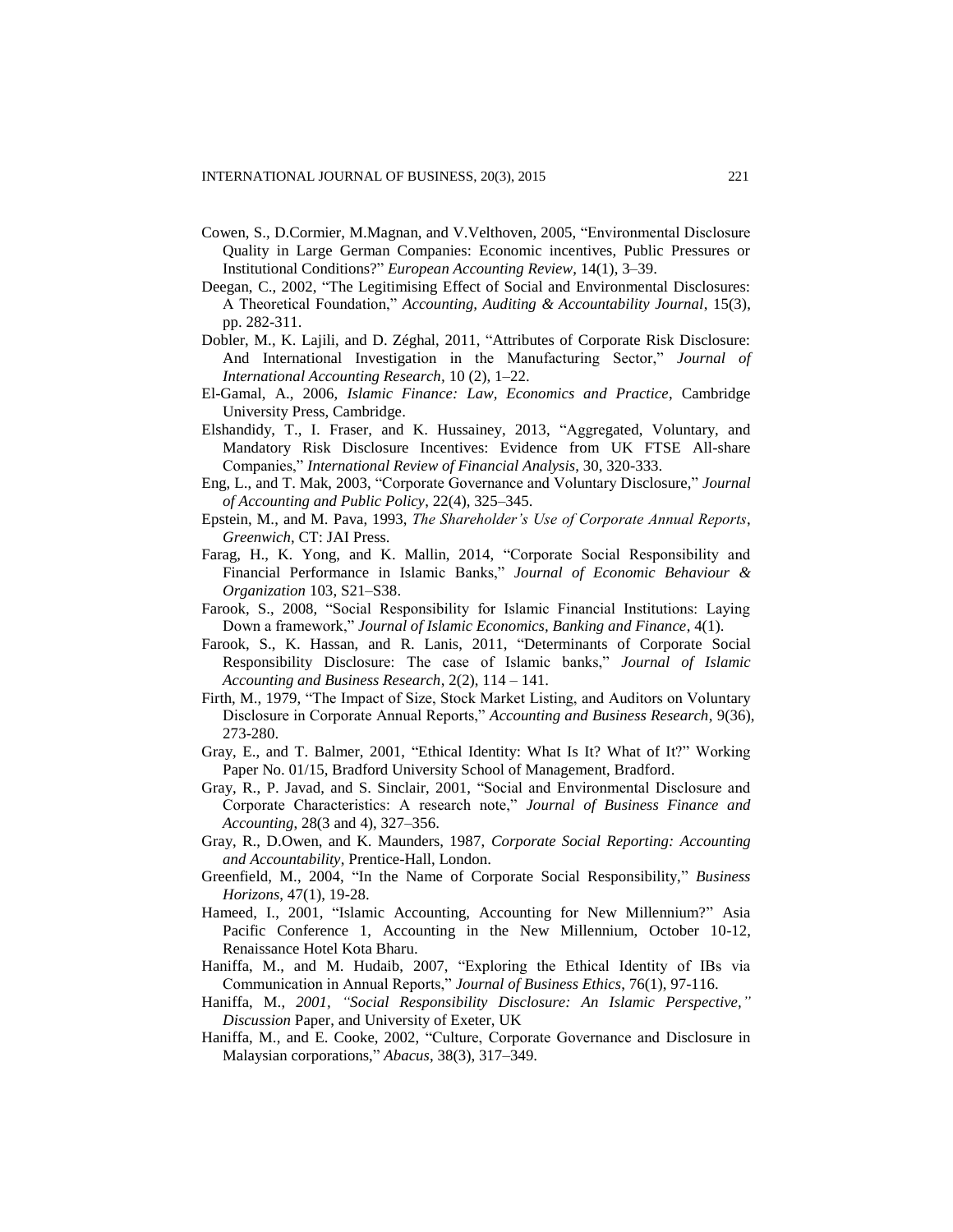Cowen, S., D.Cormier, M.Magnan, and V.Velthoven, 2005, "Environmental Disclosure Quality in Large German Companies: Economic incentives, Public Pressures or Institutional Conditions?" *European Accounting Review*, 14(1), 3–39.

Deegan, C., 2002, "The Legitimising Effect of Social and Environmental Disclosures: A Theoretical Foundation," *Accounting, Auditing & Accountability Journal*, 15(3), pp. 282-311.

Dobler, M., K. Lajili, and D. Zéghal, 2011, "Attributes of Corporate Risk Disclosure: And International Investigation in the Manufacturing Sector," *Journal of International Accounting Research*, 10 (2), 1–22.

El-Gamal, A., 2006, *Islamic Finance: Law, Economics and Practice*, Cambridge University Press, Cambridge.

Elshandidy, T., I. Fraser, and K. Hussainey, 2013, "Aggregated, Voluntary, and Mandatory Risk Disclosure Incentives: Evidence from UK FTSE All-share Companies," *International Review of Financial Analysis*, 30, 320-333.

Eng, L., and T. Mak, 2003, "Corporate Governance and Voluntary Disclosure," *Journal of Accounting and Public Policy*, 22(4), 325–345.

Epstein, M., and M. Pava, 1993, *The Shareholder's Use of Corporate Annual Reports*, *Greenwich*, CT: JAI Press.

Farag, H., K. Yong, and K. Mallin, 2014, "Corporate Social Responsibility and Financial Performance in Islamic Banks," *Journal of Economic Behaviour & Organization* 103, S21–S38.

Farook, S., 2008, "Social Responsibility for Islamic Financial Institutions: Laying Down a framework," *Journal of Islamic Economics, Banking and Finance*, 4(1).

Farook, S., K. Hassan, and R. Lanis, 2011, "Determinants of Corporate Social Responsibility Disclosure: The case of Islamic banks," *Journal of Islamic Accounting and Business Research*, 2(2), 114 – 141.

Firth, M., 1979, "The Impact of Size, Stock Market Listing, and Auditors on Voluntary Disclosure in Corporate Annual Reports," *Accounting and Business Research*, 9(36), 273-280.

Gray, E., and T. Balmer, 2001, "Ethical Identity: What Is It? What of It?" Working Paper No. 01/15, Bradford University School of Management, Bradford.

Gray, R., P. Javad, and S. Sinclair, 2001, "Social and Environmental Disclosure and Corporate Characteristics: A research note," *Journal of Business Finance and Accounting*, 28(3 and 4), 327–356.

Gray, R., D.Owen, and K. Maunders, 1987, *Corporate Social Reporting: Accounting and Accountability*, Prentice-Hall, London.

Greenfield, M., 2004, "In the Name of Corporate Social Responsibility," *Business Horizons*, 47(1), 19-28.

Hameed, I., 2001, "Islamic Accounting, Accounting for New Millennium?" Asia Pacific Conference 1, Accounting in the New Millennium, October 10-12, Renaissance Hotel Kota Bharu.

Haniffa, M., and M. Hudaib, 2007, "Exploring the Ethical Identity of IBs via Communication in Annual Reports," *Journal of Business Ethics*, 76(1), 97-116.

Haniffa, M., *2001, "Social Responsibility Disclosure: An Islamic Perspective," Discussion* Paper, and University of Exeter, UK

Haniffa, M., and E. Cooke, 2002, "Culture, Corporate Governance and Disclosure in Malaysian corporations," *Abacus*, 38(3), 317–349.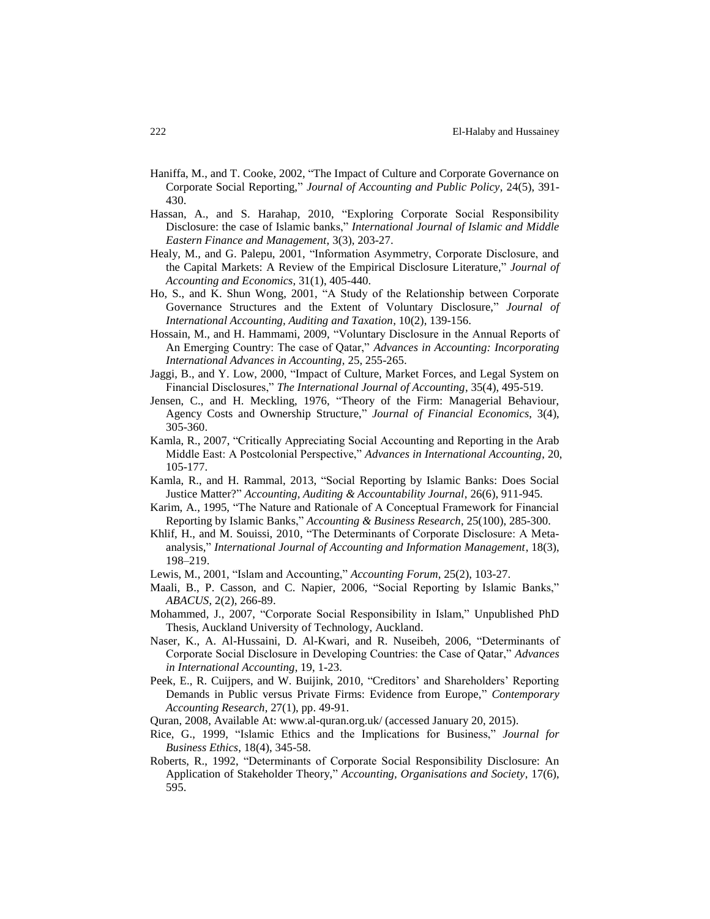Haniffa, M., and T. Cooke, 2002, "The Impact of Culture and Corporate Governance on Corporate Social Reporting," *Journal of Accounting and Public Policy*, 24(5), 391-430.

Hassan, A., and S. Harahap, 2010, "Exploring Corporate Social Responsibility Disclosure: the case of Islamic banks," *International Journal of Islamic and Middle Eastern Finance and Management*, 3(3), 203-27.

Healy, M., and G. Palepu, 2001, "Information Asymmetry, Corporate Disclosure, and the Capital Markets: A Review of the Empirical Disclosure Literature," *Journal of Accounting and Economics*, 31(1), 405-440.

Ho, S., and K. Shun Wong, 2001, "A Study of the Relationship between Corporate Governance Structures and the Extent of Voluntary Disclosure," *Journal of International Accounting, Auditing and Taxation*, 10(2), 139-156.

Hossain, M., and H. Hammami, 2009, "Voluntary Disclosure in the Annual Reports of An Emerging Country: The case of Qatar," *Advances in Accounting: Incorporating International Advances in Accounting*, 25, 255-265.

Jaggi, B., and Y. Low, 2000, "Impact of Culture, Market Forces, and Legal System on Financial Disclosures," *The International Journal of Accounting*, 35(4), 495-519.

Jensen, C., and H. Meckling, 1976, "Theory of the Firm: Managerial Behaviour, Agency Costs and Ownership Structure," *Journal of Financial Economics*, 3(4), 305-360.

Kamla, R., 2007, "Critically Appreciating Social Accounting and Reporting in the Arab Middle East: A Postcolonial Perspective," *Advances in International Accounting*, 20, 105-177.

Kamla, R., and H. Rammal, 2013, "Social Reporting by Islamic Banks: Does Social Justice Matter?" *Accounting, Auditing & Accountability Journal*, 26(6), 911-945.

Karim, A., 1995, "The Nature and Rationale of A Conceptual Framework for Financial Reporting by Islamic Banks," *Accounting & Business Research*, 25(100), 285-300.

Khlif, H., and M. Souissi, 2010, "The Determinants of Corporate Disclosure: A Meta-analysis," *International Journal of Accounting and Information Management*, 18(3), 198–219.

Lewis, M., 2001, "Islam and Accounting," *Accounting Forum*, 25(2), 103-27.

Maali, B., P. Casson, and C. Napier, 2006, "Social Reporting by Islamic Banks," *ABACUS*, 2(2), 266-89.

Mohammed, J., 2007, "Corporate Social Responsibility in Islam," Unpublished PhD Thesis, Auckland University of Technology, Auckland.

Naser, K., A. Al-Hussaini, D. Al-Kwari, and R. Nuseibeh, 2006, "Determinants of Corporate Social Disclosure in Developing Countries: the Case of Qatar," *Advances in International Accounting*, 19, 1-23.

Peek, E., R. Cuijpers, and W. Buijink, 2010, "Creditors' and Shareholders' Reporting Demands in Public versus Private Firms: Evidence from Europe," *Contemporary Accounting Research*, 27(1), pp. 49-91.

Quran, 2008, Available At: www.al-quran.org.uk/ (accessed January 20, 2015).

Rice, G., 1999, "Islamic Ethics and the Implications for Business," *Journal for Business Ethics*, 18(4), 345-58.

Roberts, R., 1992, "Determinants of Corporate Social Responsibility Disclosure: An Application of Stakeholder Theory," *Accounting, Organisations and Society*, 17(6), 595.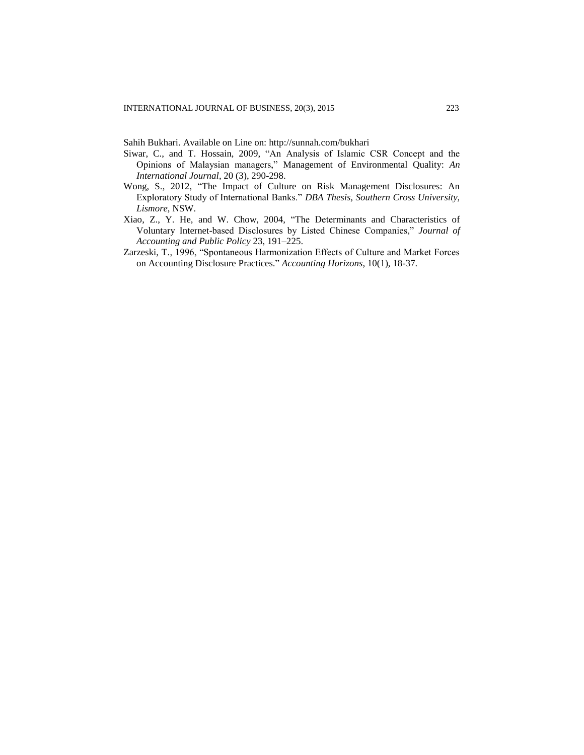Sahih Bukhari. Available on Line on: http://sunnah.com/bukhari

Siwar, C., and T. Hossain, 2009, "An Analysis of Islamic CSR Concept and the Opinions of Malaysian managers," Management of Environmental Quality: *An International Journal*, 20 (3), 290-298.

Wong, S., 2012, "The Impact of Culture on Risk Management Disclosures: An Exploratory Study of International Banks." *DBA Thesis, Southern Cross University, Lismore*, NSW.

Xiao, Z., Y. He, and W. Chow, 2004, "The Determinants and Characteristics of Voluntary Internet-based Disclosures by Listed Chinese Companies," *Journal of Accounting and Public Policy* 23, 191–225.

Zarzeski, T., 1996, "Spontaneous Harmonization Effects of Culture and Market Forces on Accounting Disclosure Practices." *Accounting Horizons*, 10(1), 18-37.